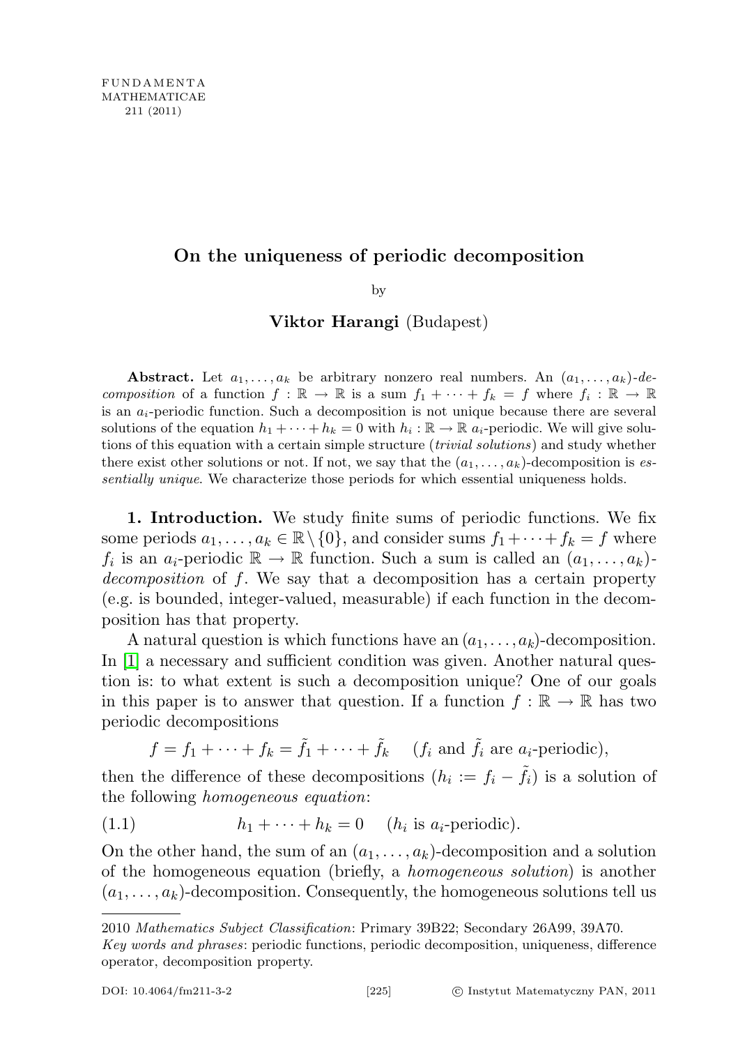# On the uniqueness of periodic decomposition

by

**Viktor Harangi** (Budapest)

**Abstract.** Let $a_1, \dots, a_k$ be arbitrary nonzero real numbers. An $(a_1, \dots, a_k)$-*decomposition* of a function $f : \mathbb{R} \to \mathbb{R}$ is a sum $f_1 + \dots + f_k = f$ where $f_i : \mathbb{R} \to \mathbb{R}$ is an $a_i$-periodic function. Such a decomposition is not unique because there are several solutions of the equation $h_1 + \dots + h_k = 0$ with $h_i : \mathbb{R} \to \mathbb{R}$ $a_i$-periodic. We will give solutions of this equation with a certain simple structure (*trivial solutions*) and study whether there exist other solutions or not. If not, we say that the $(a_1, \dots, a_k)$-decomposition is *essentially unique*. We characterize those periods for which essential uniqueness holds.

**1. Introduction.** We study finite sums of periodic functions. We fix some periods $a_1, \dots, a_k \in \mathbb{R} \setminus \{0\}$, and consider sums $f_1 + \dots + f_k = f$ where $f_i$ is an $a_i$-periodic $\mathbb{R} \to \mathbb{R}$ function. Such a sum is called an $(a_1, \dots, a_k)$-*decomposition* of $f$. We say that a decomposition has a certain property (e.g. is bounded, integer-valued, measurable) if each function in the decomposition has that property.

A natural question is which functions have an $(a_1, \dots, a_k)$-decomposition. In [1] a necessary and sufficient condition was given. Another natural question is: to what extent is such a decomposition unique? One of our goals in this paper is to answer that question. If a function $f : \mathbb{R} \to \mathbb{R}$ has two periodic decompositions

$$f = f_1 + \dots + f_k = \tilde{f}_1 + \dots + \tilde{f}_k \quad (f_i \text{ and } \tilde{f}_i \text{ are } a_i\text{-periodic}),$$

then the difference of these decompositions ($h_i := f_i - \tilde{f}_i$) is a solution of the following *homogeneous equation*:

$$h_1 + \dots + h_k = 0 \quad (h_i \text{ is } a_i\text{-periodic}). \tag{1.1}$$

On the other hand, the sum of an $(a_1, \dots, a_k)$-decomposition and a solution of the homogeneous equation (briefly, a *homogeneous solution*) is another $(a_1, \dots, a_k)$-decomposition. Consequently, the homogeneous solutions tell us

2010 *Mathematics Subject Classification*: Primary 39B22; Secondary 26A99, 39A70.

*Key words and phrases*: periodic functions, periodic decomposition, uniqueness, difference operator, decomposition property.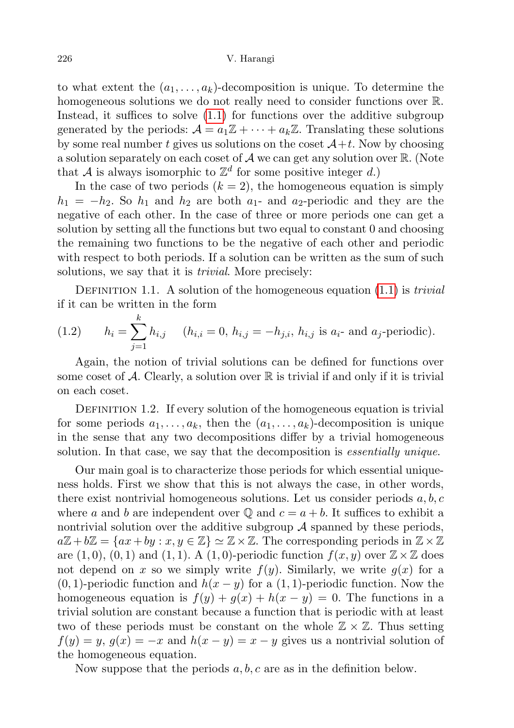to what extent the $(a_1, \dots, a_k)$-decomposition is unique. To determine the homogeneous solutions we do not really need to consider functions over $\mathbb{R}$. Instead, it suffices to solve (1.1) for functions over the additive subgroup generated by the periods: $\mathcal{A} = a_1\mathbb{Z} + \dots + a_k\mathbb{Z}$. Translating these solutions by some real number $t$ gives us solutions on the coset $\mathcal{A}+t$. Now by choosing a solution separately on each coset of $\mathcal{A}$ we can get any solution over $\mathbb{R}$. (Note that $\mathcal{A}$ is always isomorphic to $\mathbb{Z}^d$ for some positive integer $d$.)

In the case of two periods ($k = 2$), the homogeneous equation is simply $h_1 = -h_2$. So $h_1$ and $h_2$ are both $a_1$- and $a_2$-periodic and they are the negative of each other. In the case of three or more periods one can get a solution by setting all the functions but two equal to constant 0 and choosing the remaining two functions to be the negative of each other and periodic with respect to both periods. If a solution can be written as the sum of such solutions, we say that it is *trivial*. More precisely:

Definition 1.1. A solution of the homogeneous equation (1.1) is *trivial* if it can be written in the form

$$h_i = \sum_{j=1}^{k} h_{i,j} \quad (h_{i,i} = 0,\ h_{i,j} = -h_{j,i},\ h_{i,j} \text{ is } a_i\text{- and } a_j\text{-periodic}). \tag{1.2}$$

Again, the notion of trivial solutions can be defined for functions over some coset of $\mathcal{A}$. Clearly, a solution over $\mathbb{R}$ is trivial if and only if it is trivial on each coset.

Definition 1.2. If every solution of the homogeneous equation is trivial for some periods $a_1, \dots, a_k$, then the $(a_1, \dots, a_k)$-decomposition is unique in the sense that any two decompositions differ by a trivial homogeneous solution. In that case, we say that the decomposition is *essentially unique*.

Our main goal is to characterize those periods for which essential uniqueness holds. First we show that this is not always the case, in other words, there exist nontrivial homogeneous solutions. Let us consider periods $a, b, c$ where $a$ and $b$ are independent over $\mathbb{Q}$ and $c = a + b$. It suffices to exhibit a nontrivial solution over the additive subgroup $\mathcal{A}$ spanned by these periods, $a\mathbb{Z} + b\mathbb{Z} = \{ax + by : x, y \in \mathbb{Z}\} \simeq \mathbb{Z} \times \mathbb{Z}$. The corresponding periods in $\mathbb{Z} \times \mathbb{Z}$ are $(1, 0)$, $(0, 1)$ and $(1, 1)$. A $(1, 0)$-periodic function $f(x, y)$ over $\mathbb{Z} \times \mathbb{Z}$ does not depend on $x$ so we simply write $f(y)$. Similarly, we write $g(x)$ for a $(0, 1)$-periodic function and $h(x - y)$ for a $(1, 1)$-periodic function. Now the homogeneous equation is $f(y) + g(x) + h(x - y) = 0$. The functions in a trivial solution are constant because a function that is periodic with at least two of these periods must be constant on the whole $\mathbb{Z} \times \mathbb{Z}$. Thus setting $f(y) = y$, $g(x) = -x$ and $h(x - y) = x - y$ gives us a nontrivial solution of the homogeneous equation.

Now suppose that the periods $a, b, c$ are as in the definition below.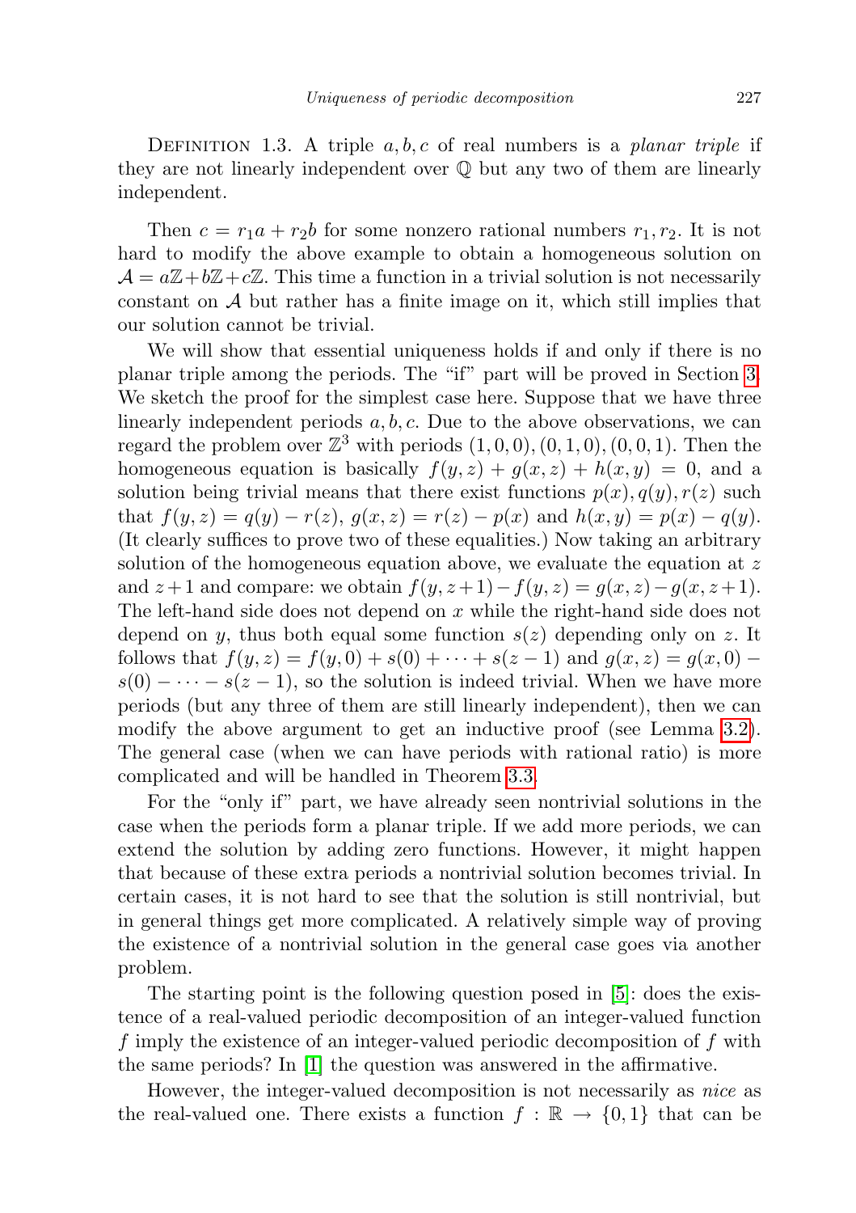Definition 1.3. A triple $a, b, c$ of real numbers is a *planar triple* if they are not linearly independent over $\mathbb{Q}$ but any two of them are linearly independent.

Then $c = r_1 a + r_2 b$ for some nonzero rational numbers $r_1, r_2$. It is not hard to modify the above example to obtain a homogeneous solution on $\mathcal{A} = a\mathbb{Z} + b\mathbb{Z} + c\mathbb{Z}$. This time a function in a trivial solution is not necessarily constant on $\mathcal{A}$ but rather has a finite image on it, which still implies that our solution cannot be trivial.

We will show that essential uniqueness holds if and only if there is no planar triple among the periods. The "if" part will be proved in Section 3. We sketch the proof for the simplest case here. Suppose that we have three linearly independent periods $a, b, c$. Due to the above observations, we can regard the problem over $\mathbb{Z}^3$ with periods $(1,0,0), (0,1,0), (0,0,1)$. Then the homogeneous equation is basically $f(y,z) + g(x,z) + h(x,y) = 0$, and a solution being trivial means that there exist functions $p(x), q(y), r(z)$ such that $f(y,z) = q(y) - r(z)$, $g(x,z) = r(z) - p(x)$ and $h(x,y) = p(x) - q(y)$. (It clearly suffices to prove two of these equalities.) Now taking an arbitrary solution of the homogeneous equation above, we evaluate the equation at $z$ and $z+1$ and compare: we obtain $f(y,z+1) - f(y,z) = g(x,z) - g(x,z+1)$. The left-hand side does not depend on $x$ while the right-hand side does not depend on $y$, thus both equal some function $s(z)$ depending only on $z$. It follows that $f(y,z) = f(y,0) + s(0) + \dots + s(z-1)$ and $g(x,z) = g(x,0) - s(0) - \dots - s(z-1)$, so the solution is indeed trivial. When we have more periods (but any three of them are still linearly independent), then we can modify the above argument to get an inductive proof (see Lemma 3.2). The general case (when we can have periods with rational ratio) is more complicated and will be handled in Theorem 3.3.

For the "only if" part, we have already seen nontrivial solutions in the case when the periods form a planar triple. If we add more periods, we can extend the solution by adding zero functions. However, it might happen that because of these extra periods a nontrivial solution becomes trivial. In certain cases, it is not hard to see that the solution is still nontrivial, but in general things get more complicated. A relatively simple way of proving the existence of a nontrivial solution in the general case goes via another problem.

The starting point is the following question posed in [5]: does the existence of a real-valued periodic decomposition of an integer-valued function $f$ imply the existence of an integer-valued periodic decomposition of $f$ with the same periods? In [1] the question was answered in the affirmative.

However, the integer-valued decomposition is not necessarily as *nice* as the real-valued one. There exists a function $f : \mathbb{R} \to \{0,1\}$ that can be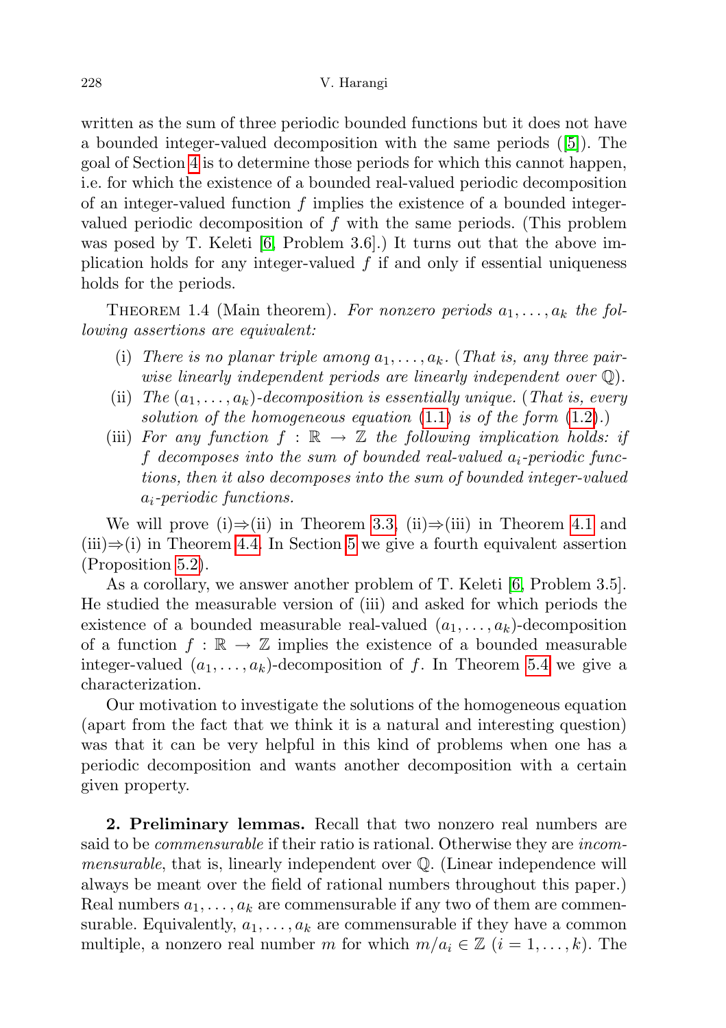written as the sum of three periodic bounded functions but it does not have a bounded integer-valued decomposition with the same periods ([5]). The goal of Section 4 is to determine those periods for which this cannot happen, i.e. for which the existence of a bounded real-valued periodic decomposition of an integer-valued function $f$ implies the existence of a bounded integer-valued periodic decomposition of $f$ with the same periods. (This problem was posed by T. Keleti [6, Problem 3.6].) It turns out that the above implication holds for any integer-valued $f$ if and only if essential uniqueness holds for the periods.

Theorem 1.4 (Main theorem). *For nonzero periods $a_1, \ldots, a_k$ the following assertions are equivalent:*

- (i) *There is no planar triple among $a_1, \ldots, a_k$. (That is, any three pairwise linearly independent periods are linearly independent over $\mathbb{Q}$).*
- (ii) *The $(a_1, \ldots, a_k)$-decomposition is essentially unique. (That is, every solution of the homogeneous equation (1.1) is of the form (1.2).)*
- (iii) *For any function $f : \mathbb{R} \to \mathbb{Z}$ the following implication holds: if $f$ decomposes into the sum of bounded real-valued $a_i$-periodic functions, then it also decomposes into the sum of bounded integer-valued $a_i$-periodic functions.*

We will prove (i)$\Rightarrow$(ii) in Theorem 3.3, (ii)$\Rightarrow$(iii) in Theorem 4.1 and (iii)$\Rightarrow$(i) in Theorem 4.4. In Section 5 we give a fourth equivalent assertion (Proposition 5.2).

As a corollary, we answer another problem of T. Keleti [6, Problem 3.5]. He studied the measurable version of (iii) and asked for which periods the existence of a bounded measurable real-valued $(a_1, \ldots, a_k)$-decomposition of a function $f : \mathbb{R} \to \mathbb{Z}$ implies the existence of a bounded measurable integer-valued $(a_1, \ldots, a_k)$-decomposition of $f$. In Theorem 5.4 we give a characterization.

Our motivation to investigate the solutions of the homogeneous equation (apart from the fact that we think it is a natural and interesting question) was that it can be very helpful in this kind of problems when one has a periodic decomposition and wants another decomposition with a certain given property.

**2. Preliminary lemmas.** Recall that two nonzero real numbers are said to be *commensurable* if their ratio is rational. Otherwise they are *incommensurable*, that is, linearly independent over $\mathbb{Q}$. (Linear independence will always be meant over the field of rational numbers throughout this paper.) Real numbers $a_1, \ldots, a_k$ are commensurable if any two of them are commensurable. Equivalently, $a_1, \ldots, a_k$ are commensurable if they have a common multiple, a nonzero real number $m$ for which $m/a_i \in \mathbb{Z}$ $(i = 1, \ldots, k)$. The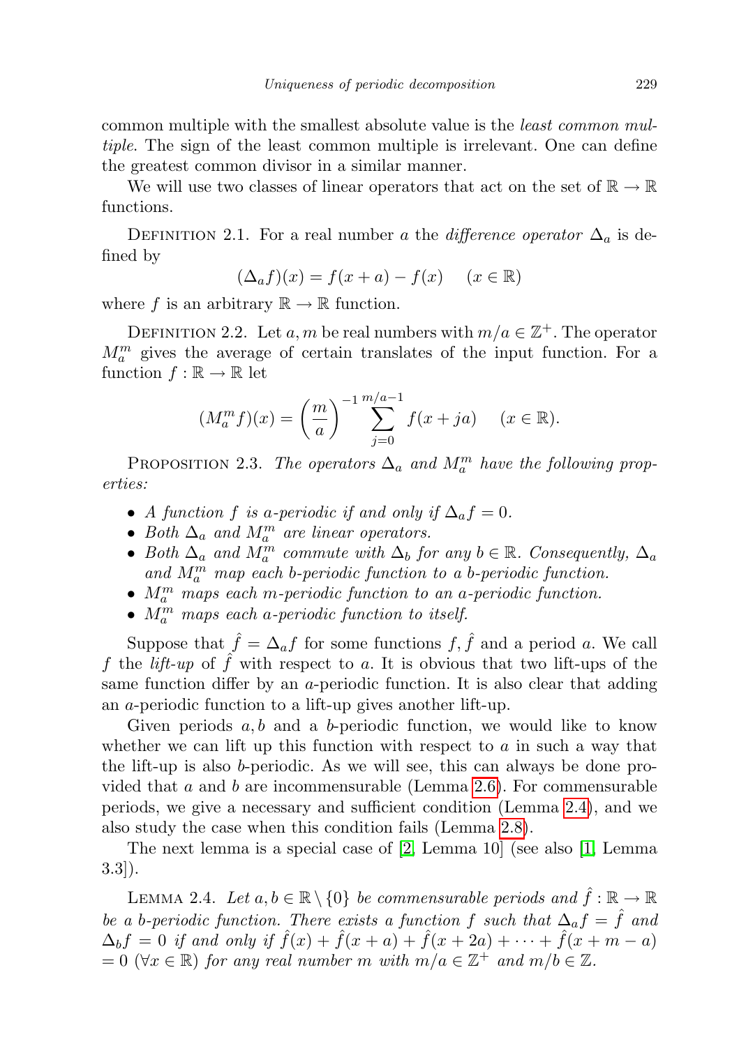common multiple with the smallest absolute value is the *least common multiple*. The sign of the least common multiple is irrelevant. One can define the greatest common divisor in a similar manner.

We will use two classes of linear operators that act on the set of $\mathbb{R} \to \mathbb{R}$ functions.

Definition 2.1. For a real number $a$ the *difference operator* $\Delta_a$ is defined by

$$(\Delta_a f)(x) = f(x+a) - f(x) \quad (x \in \mathbb{R})$$

where $f$ is an arbitrary $\mathbb{R} \to \mathbb{R}$ function.

Definition 2.2. Let $a, m$ be real numbers with $m/a \in \mathbb{Z}^+$. The operator $M_a^m$ gives the average of certain translates of the input function. For a function $f : \mathbb{R} \to \mathbb{R}$ let

$$(M_a^m f)(x) = \left(\frac{m}{a}\right)^{-1} \sum_{j=0}^{m/a-1} f(x + ja) \quad (x \in \mathbb{R}).$$

Proposition 2.3. *The operators $\Delta_a$ and $M_a^m$ have the following properties:*

- *A function $f$ is $a$-periodic if and only if $\Delta_a f = 0$.*
- *Both $\Delta_a$ and $M_a^m$ are linear operators.*
- *Both $\Delta_a$ and $M_a^m$ commute with $\Delta_b$ for any $b \in \mathbb{R}$. Consequently, $\Delta_a$ and $M_a^m$ map each $b$-periodic function to a $b$-periodic function.*
- *$M_a^m$ maps each $m$-periodic function to an $a$-periodic function.*
- *$M_a^m$ maps each $a$-periodic function to itself.*

Suppose that $\hat{f} = \Delta_a f$ for some functions $f, \hat{f}$ and a period $a$. We call $f$ the *lift-up* of $\hat{f}$ with respect to $a$. It is obvious that two lift-ups of the same function differ by an $a$-periodic function. It is also clear that adding an $a$-periodic function to a lift-up gives another lift-up.

Given periods $a, b$ and a $b$-periodic function, we would like to know whether we can lift up this function with respect to $a$ in such a way that the lift-up is also $b$-periodic. As we will see, this can always be done provided that $a$ and $b$ are incommensurable (Lemma 2.6). For commensurable periods, we give a necessary and sufficient condition (Lemma 2.4), and we also study the case when this condition fails (Lemma 2.8).

The next lemma is a special case of [2, Lemma 10] (see also [1, Lemma 3.3]).

Lemma 2.4. *Let $a, b \in \mathbb{R} \setminus \{0\}$ be commensurable periods and $\hat{f} : \mathbb{R} \to \mathbb{R}$ be a $b$-periodic function. There exists a function $f$ such that $\Delta_a f = \hat{f}$ and $\Delta_b f = 0$ if and only if $\hat{f}(x) + \hat{f}(x+a) + \hat{f}(x+2a) + \cdots + \hat{f}(x+m-a) = 0$ ($\forall x \in \mathbb{R}$) for any real number $m$ with $m/a \in \mathbb{Z}^+$ and $m/b \in \mathbb{Z}$.*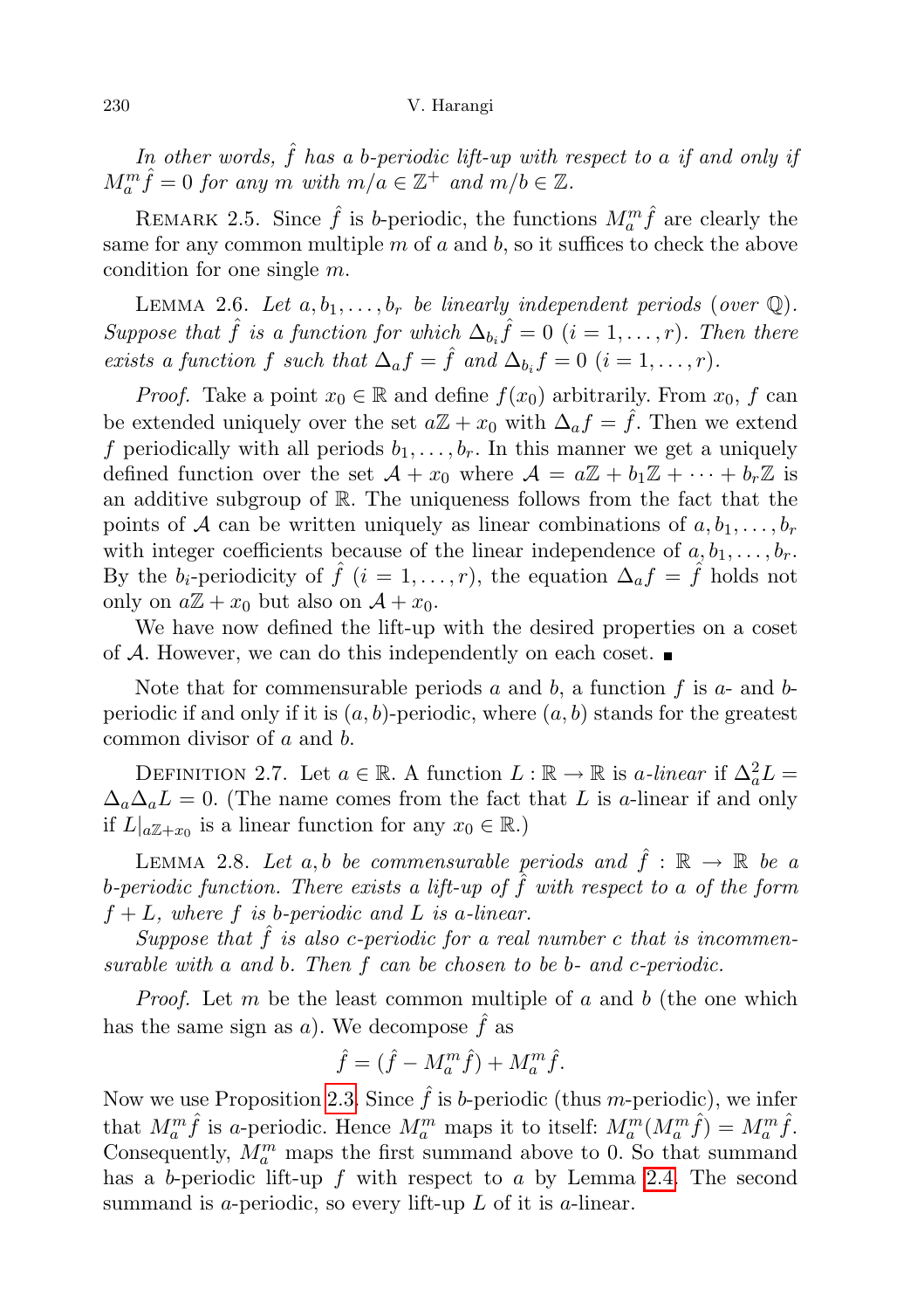*In other words, $\hat{f}$ has a $b$-periodic lift-up with respect to $a$ if and only if $M_a^m \hat{f} = 0$ for any $m$ with $m/a \in \mathbb{Z}^+$ and $m/b \in \mathbb{Z}$.*

Remark 2.5. Since $\hat{f}$ is $b$-periodic, the functions $M_a^m \hat{f}$ are clearly the same for any common multiple $m$ of $a$ and $b$, so it suffices to check the above condition for one single $m$.

Lemma 2.6. *Let $a, b_1, \dots, b_r$ be linearly independent periods (over $\mathbb{Q}$). Suppose that $\hat{f}$ is a function for which $\Delta_{b_i} \hat{f} = 0$ ($i = 1, \dots, r$). Then there exists a function $f$ such that $\Delta_a f = \hat{f}$ and $\Delta_{b_i} f = 0$ ($i = 1, \dots, r$).*

*Proof.* Take a point $x_0 \in \mathbb{R}$ and define $f(x_0)$ arbitrarily. From $x_0$, $f$ can be extended uniquely over the set $a\mathbb{Z} + x_0$ with $\Delta_a f = \hat{f}$. Then we extend $f$ periodically with all periods $b_1, \dots, b_r$. In this manner we get a uniquely defined function over the set $\mathcal{A} + x_0$ where $\mathcal{A} = a\mathbb{Z} + b_1\mathbb{Z} + \dots + b_r\mathbb{Z}$ is an additive subgroup of $\mathbb{R}$. The uniqueness follows from the fact that the points of $\mathcal{A}$ can be written uniquely as linear combinations of $a, b_1, \dots, b_r$ with integer coefficients because of the linear independence of $a, b_1, \dots, b_r$. By the $b_i$-periodicity of $\hat{f}$ ($i = 1, \dots, r$), the equation $\Delta_a f = \hat{f}$ holds not only on $a\mathbb{Z} + x_0$ but also on $\mathcal{A} + x_0$.

We have now defined the lift-up with the desired properties on a coset of $\mathcal{A}$. However, we can do this independently on each coset. ∎

Note that for commensurable periods $a$ and $b$, a function $f$ is $a$- and $b$-periodic if and only if it is $(a, b)$-periodic, where $(a, b)$ stands for the greatest common divisor of $a$ and $b$.

Definition 2.7. Let $a \in \mathbb{R}$. A function $L : \mathbb{R} \to \mathbb{R}$ is *$a$-linear* if $\Delta_a^2 L = \Delta_a \Delta_a L = 0$. (The name comes from the fact that $L$ is $a$-linear if and only if $L|_{a\mathbb{Z}+x_0}$ is a linear function for any $x_0 \in \mathbb{R}$.)

Lemma 2.8. *Let $a, b$ be commensurable periods and $\hat{f} : \mathbb{R} \to \mathbb{R}$ be a $b$-periodic function. There exists a lift-up of $\hat{f}$ with respect to $a$ of the form $f + L$, where $f$ is $b$-periodic and $L$ is $a$-linear.*

*Suppose that $\hat{f}$ is also $c$-periodic for a real number $c$ that is incommensurable with $a$ and $b$. Then $f$ can be chosen to be $b$- and $c$-periodic.*

*Proof.* Let $m$ be the least common multiple of $a$ and $b$ (the one which has the same sign as $a$). We decompose $\hat{f}$ as

$$\hat{f} = (\hat{f} - M_a^m \hat{f}) + M_a^m \hat{f}.$$

Now we use Proposition 2.3. Since $\hat{f}$ is $b$-periodic (thus $m$-periodic), we infer that $M_a^m \hat{f}$ is $a$-periodic. Hence $M_a^m$ maps it to itself: $M_a^m(M_a^m \hat{f}) = M_a^m \hat{f}$. Consequently, $M_a^m$ maps the first summand above to 0. So that summand has a $b$-periodic lift-up $f$ with respect to $a$ by Lemma 2.4. The second summand is $a$-periodic, so every lift-up $L$ of it is $a$-linear.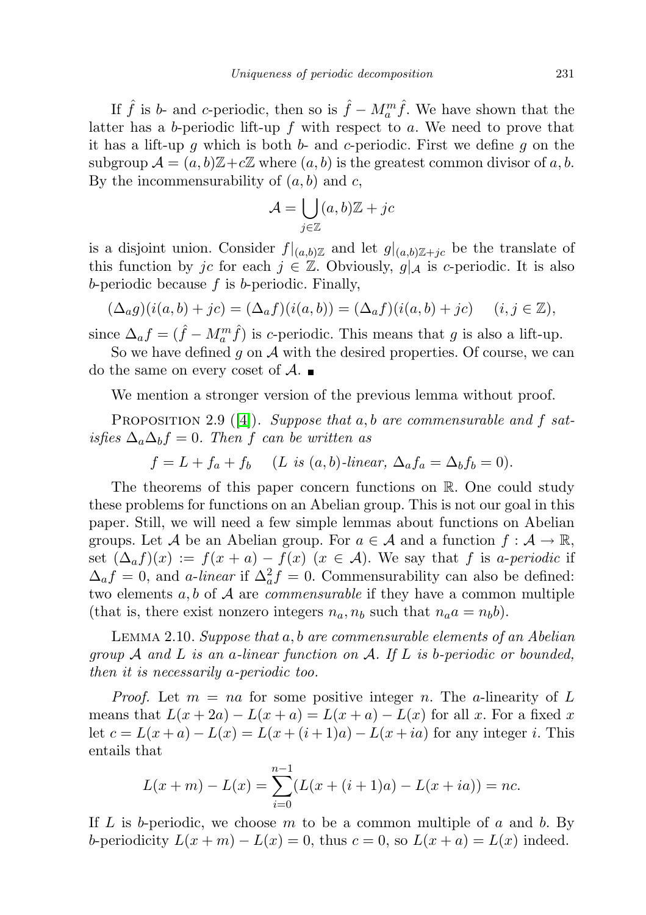If $\hat{f}$ is $b$- and $c$-periodic, then so is $\hat{f} - M_a^m \hat{f}$. We have shown that the latter has a $b$-periodic lift-up $f$ with respect to $a$. We need to prove that it has a lift-up $g$ which is both $b$- and $c$-periodic. First we define $g$ on the subgroup $\mathcal{A} = (a,b)\mathbb{Z} + c\mathbb{Z}$ where $(a,b)$ is the greatest common divisor of $a, b$. By the incommensurability of $(a,b)$ and $c$,

$$\mathcal{A} = \bigcup_{j \in \mathbb{Z}} (a,b)\mathbb{Z} + jc$$

is a disjoint union. Consider $f|_{(a,b)\mathbb{Z}}$ and let $g|_{(a,b)\mathbb{Z}+jc}$ be the translate of this function by $jc$ for each $j \in \mathbb{Z}$. Obviously, $g|_{\mathcal{A}}$ is $c$-periodic. It is also $b$-periodic because $f$ is $b$-periodic. Finally,

$$(\Delta_a g)(i(a,b) + jc) = (\Delta_a f)(i(a,b)) = (\Delta_a f)(i(a,b) + jc) \quad (i, j \in \mathbb{Z}),$$

since $\Delta_a f = (\hat{f} - M_a^m \hat{f})$ is $c$-periodic. This means that $g$ is also a lift-up.

So we have defined $g$ on $\mathcal{A}$ with the desired properties. Of course, we can do the same on every coset of $\mathcal{A}$. ∎

We mention a stronger version of the previous lemma without proof.

Proposition 2.9 ([4]). *Suppose that $a, b$ are commensurable and $f$ satisfies $\Delta_a \Delta_b f = 0$. Then $f$ can be written as*

$$f = L + f_a + f_b \quad (L \textit{ is } (a,b)\textit{-linear, } \Delta_a f_a = \Delta_b f_b = 0).$$

The theorems of this paper concern functions on $\mathbb{R}$. One could study these problems for functions on an Abelian group. This is not our goal in this paper. Still, we will need a few simple lemmas about functions on Abelian groups. Let $\mathcal{A}$ be an Abelian group. For $a \in \mathcal{A}$ and a function $f : \mathcal{A} \to \mathbb{R}$, set $(\Delta_a f)(x) := f(x+a) - f(x)$ $(x \in \mathcal{A})$. We say that $f$ is *$a$-periodic* if $\Delta_a f = 0$, and *$a$-linear* if $\Delta_a^2 f = 0$. Commensurability can also be defined: two elements $a, b$ of $\mathcal{A}$ are *commensurable* if they have a common multiple (that is, there exist nonzero integers $n_a, n_b$ such that $n_a a = n_b b$).

Lemma 2.10. *Suppose that $a, b$ are commensurable elements of an Abelian group $\mathcal{A}$ and $L$ is an $a$-linear function on $\mathcal{A}$. If $L$ is $b$-periodic or bounded, then it is necessarily $a$-periodic too.*

*Proof.* Let $m = na$ for some positive integer $n$. The $a$-linearity of $L$ means that $L(x+2a) - L(x+a) = L(x+a) - L(x)$ for all $x$. For a fixed $x$ let $c = L(x+a) - L(x) = L(x+(i+1)a) - L(x+ia)$ for any integer $i$. This entails that

$$L(x+m) - L(x) = \sum_{i=0}^{n-1} (L(x+(i+1)a) - L(x+ia)) = nc.$$

If $L$ is $b$-periodic, we choose $m$ to be a common multiple of $a$ and $b$. By $b$-periodicity $L(x+m) - L(x) = 0$, thus $c = 0$, so $L(x+a) = L(x)$ indeed.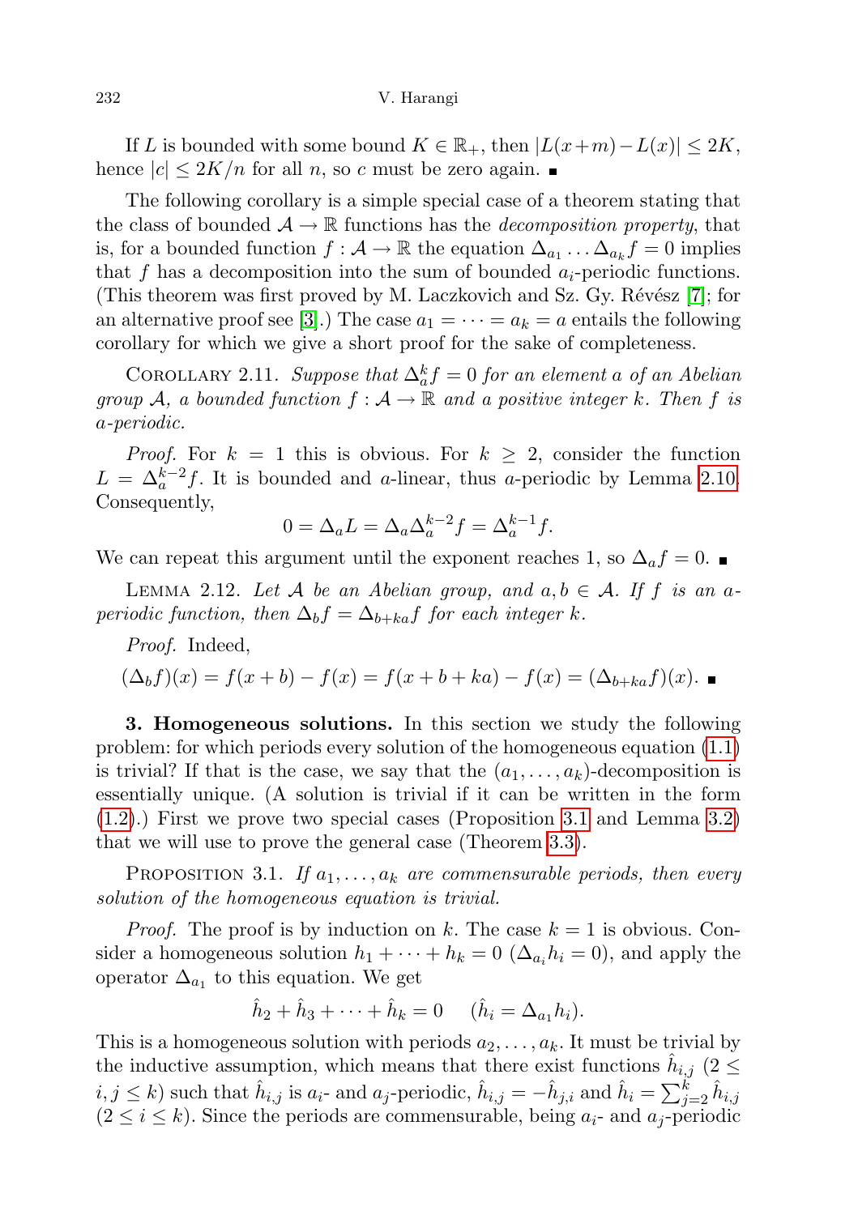If $L$ is bounded with some bound $K \in \mathbb{R}_+$, then $|L(x+m) - L(x)| \le 2K$, hence $|c| \le 2K/n$ for all $n$, so $c$ must be zero again. ∎

The following corollary is a simple special case of a theorem stating that the class of bounded $\mathcal{A} \to \mathbb{R}$ functions has the *decomposition property*, that is, for a bounded function $f : \mathcal{A} \to \mathbb{R}$ the equation $\Delta_{a_1} \ldots \Delta_{a_k} f = 0$ implies that $f$ has a decomposition into the sum of bounded $a_i$-periodic functions. (This theorem was first proved by M. Laczkovich and Sz. Gy. Révész [7]; for an alternative proof see [3].) The case $a_1 = \cdots = a_k = a$ entails the following corollary for which we give a short proof for the sake of completeness.

Corollary 2.11. *Suppose that $\Delta_a^k f = 0$ for an element $a$ of an Abelian group $\mathcal{A}$, a bounded function $f : \mathcal{A} \to \mathbb{R}$ and a positive integer $k$. Then $f$ is $a$-periodic.*

*Proof.* For $k = 1$ this is obvious. For $k \ge 2$, consider the function $L = \Delta_a^{k-2} f$. It is bounded and $a$-linear, thus $a$-periodic by Lemma 2.10. Consequently,

$$0 = \Delta_a L = \Delta_a \Delta_a^{k-2} f = \Delta_a^{k-1} f.$$

We can repeat this argument until the exponent reaches 1, so $\Delta_a f = 0$. ∎

Lemma 2.12. *Let $\mathcal{A}$ be an Abelian group, and $a, b \in \mathcal{A}$. If $f$ is an $a$-periodic function, then $\Delta_b f = \Delta_{b+ka} f$ for each integer $k$.*

*Proof.* Indeed,

$$(\Delta_b f)(x) = f(x+b) - f(x) = f(x+b+ka) - f(x) = (\Delta_{b+ka} f)(x). \blacksquare$$

## 3. Homogeneous solutions.

In this section we study the following problem: for which periods every solution of the homogeneous equation (1.1) is trivial? If that is the case, we say that the $(a_1, \ldots, a_k)$-decomposition is essentially unique. (A solution is trivial if it can be written in the form (1.2).) First we prove two special cases (Proposition 3.1 and Lemma 3.2) that we will use to prove the general case (Theorem 3.3).

Proposition 3.1. *If $a_1, \ldots, a_k$ are commensurable periods, then every solution of the homogeneous equation is trivial.*

*Proof.* The proof is by induction on $k$. The case $k = 1$ is obvious. Consider a homogeneous solution $h_1 + \cdots + h_k = 0$ ($\Delta_{a_i} h_i = 0$), and apply the operator $\Delta_{a_1}$ to this equation. We get

$$\hat{h}_2 + \hat{h}_3 + \cdots + \hat{h}_k = 0 \quad (\hat{h}_i = \Delta_{a_1} h_i).$$

This is a homogeneous solution with periods $a_2, \ldots, a_k$. It must be trivial by the inductive assumption, which means that there exist functions $\hat{h}_{i,j}$ ($2 \le i, j \le k$) such that $\hat{h}_{i,j}$ is $a_i$- and $a_j$-periodic, $\hat{h}_{i,j} = -\hat{h}_{j,i}$ and $\hat{h}_i = \sum_{j=2}^{k} \hat{h}_{i,j}$ ($2 \le i \le k$). Since the periods are commensurable, being $a_i$- and $a_j$-periodic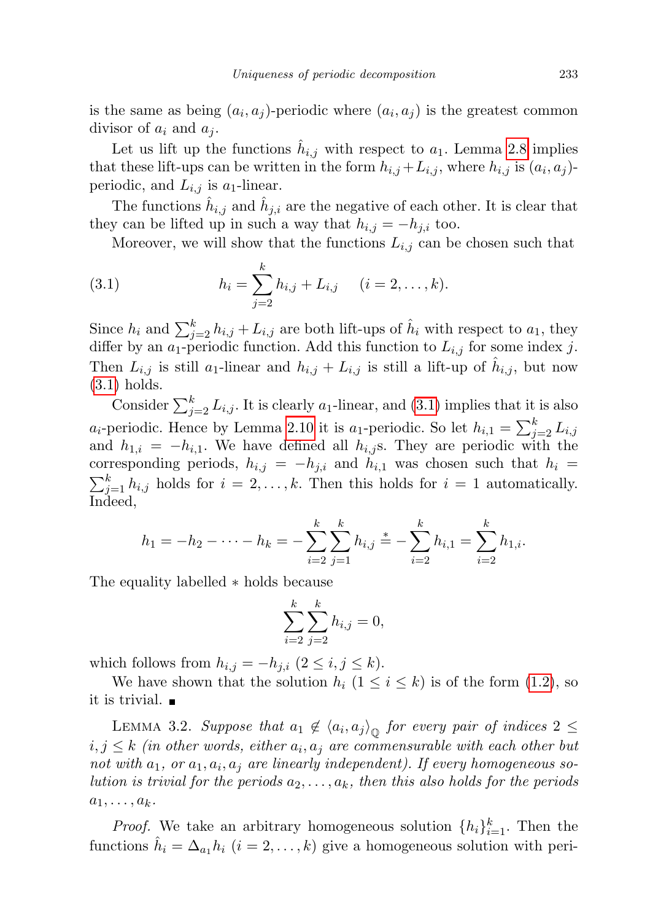is the same as being $(a_i, a_j)$-periodic where $(a_i, a_j)$ is the greatest common divisor of $a_i$ and $a_j$.

Let us lift up the functions $\hat{h}_{i,j}$ with respect to $a_1$. Lemma 2.8 implies that these lift-ups can be written in the form $h_{i,j} + L_{i,j}$, where $h_{i,j}$ is $(a_i, a_j)$-periodic, and $L_{i,j}$ is $a_1$-linear.

The functions $\hat{h}_{i,j}$ and $\hat{h}_{j,i}$ are the negative of each other. It is clear that they can be lifted up in such a way that $h_{i,j} = -h_{j,i}$ too.

Moreover, we will show that the functions $L_{i,j}$ can be chosen such that

$$h_i = \sum_{j=2}^{k} h_{i,j} + L_{i,j} \qquad (i = 2, \dots, k). \tag{3.1}$$

Since $h_i$ and $\sum_{j=2}^{k} h_{i,j} + L_{i,j}$ are both lift-ups of $\hat{h}_i$ with respect to $a_1$, they differ by an $a_1$-periodic function. Add this function to $L_{i,j}$ for some index $j$. Then $L_{i,j}$ is still $a_1$-linear and $h_{i,j} + L_{i,j}$ is still a lift-up of $\hat{h}_{i,j}$, but now (3.1) holds.

Consider $\sum_{j=2}^{k} L_{i,j}$. It is clearly $a_1$-linear, and (3.1) implies that it is also $a_i$-periodic. Hence by Lemma 2.10 it is $a_1$-periodic. So let $h_{i,1} = \sum_{j=2}^{k} L_{i,j}$ and $h_{1,i} = -h_{i,1}$. We have defined all $h_{i,j}$s. They are periodic with the corresponding periods, $h_{i,j} = -h_{j,i}$ and $h_{i,1}$ was chosen such that $h_i = \sum_{j=1}^{k} h_{i,j}$ holds for $i = 2, \dots, k$. Then this holds for $i = 1$ automatically. Indeed,

$$h_1 = -h_2 - \dots - h_k = -\sum_{i=2}^{k} \sum_{j=1}^{k} h_{i,j} \stackrel{*}{=} -\sum_{i=2}^{k} h_{i,1} = \sum_{i=2}^{k} h_{1,i}.$$

The equality labelled $*$ holds because

$$\sum_{i=2}^{k} \sum_{j=2}^{k} h_{i,j} = 0,$$

which follows from $h_{i,j} = -h_{j,i}$ $(2 \le i, j \le k)$.

We have shown that the solution $h_i$ $(1 \le i \le k)$ is of the form (1.2), so it is trivial. ∎

LEMMA 3.2. *Suppose that $a_1 \notin \langle a_i, a_j \rangle_{\mathbb{Q}}$ for every pair of indices $2 \le i, j \le k$ (in other words, either $a_i, a_j$ are commensurable with each other but not with $a_1$, or $a_1, a_i, a_j$ are linearly independent). If every homogeneous solution is trivial for the periods $a_2, \dots, a_k$, then this also holds for the periods $a_1, \dots, a_k$.*

*Proof.* We take an arbitrary homogeneous solution $\{h_i\}_{i=1}^{k}$. Then the functions $\hat{h}_i = \Delta_{a_1} h_i$ $(i = 2, \dots, k)$ give a homogeneous solution with peri-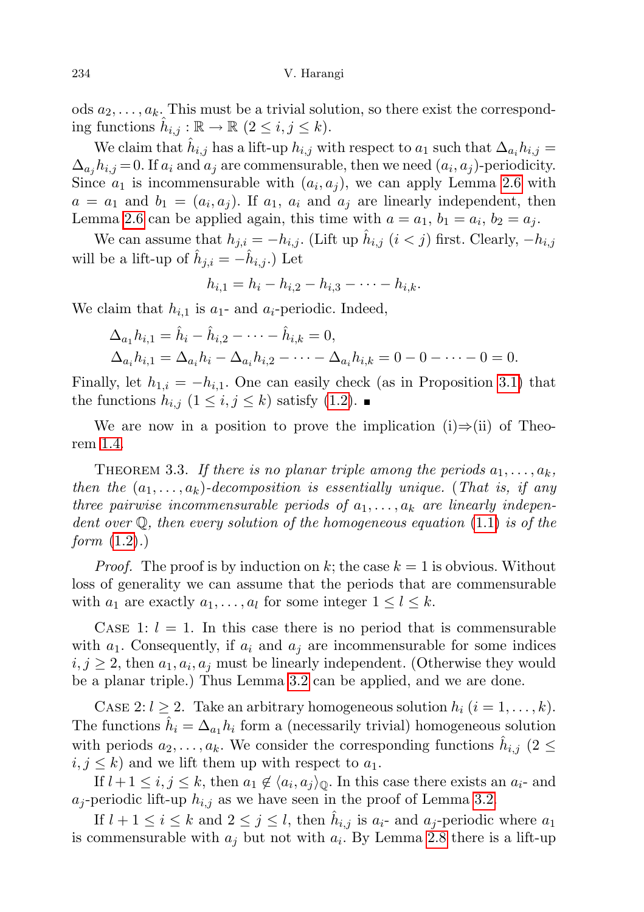ods $a_2, \dots, a_k$. This must be a trivial solution, so there exist the corresponding functions $\hat{h}_{i,j} : \mathbb{R} \to \mathbb{R}$ $(2 \le i, j \le k)$.

We claim that $\hat{h}_{i,j}$ has a lift-up $h_{i,j}$ with respect to $a_1$ such that $\Delta_{a_i} h_{i,j} = \Delta_{a_j} h_{i,j} = 0$. If $a_i$ and $a_j$ are commensurable, then we need $(a_i, a_j)$-periodicity. Since $a_1$ is incommensurable with $(a_i, a_j)$, we can apply Lemma 2.6 with $a = a_1$ and $b_1 = (a_i, a_j)$. If $a_1$, $a_i$ and $a_j$ are linearly independent, then Lemma 2.6 can be applied again, this time with $a = a_1$, $b_1 = a_i$, $b_2 = a_j$.

We can assume that $h_{j,i} = -h_{i,j}$. (Lift up $\hat{h}_{i,j}$ $(i < j)$ first. Clearly, $-h_{i,j}$ will be a lift-up of $\hat{h}_{j,i} = -\hat{h}_{i,j}$.) Let

$$h_{i,1} = h_i - h_{i,2} - h_{i,3} - \dots - h_{i,k}.$$

We claim that $h_{i,1}$ is $a_1$- and $a_i$-periodic. Indeed,

$$\Delta_{a_1} h_{i,1} = \hat{h}_i - \hat{h}_{i,2} - \dots - \hat{h}_{i,k} = 0,$$
$$\Delta_{a_i} h_{i,1} = \Delta_{a_i} h_i - \Delta_{a_i} h_{i,2} - \dots - \Delta_{a_i} h_{i,k} = 0 - 0 - \dots - 0 = 0.$$

Finally, let $h_{1,i} = -h_{i,1}$. One can easily check (as in Proposition 3.1) that the functions $h_{i,j}$ $(1 \le i, j \le k)$ satisfy (1.2). ∎

We are now in a position to prove the implication (i)⇒(ii) of Theorem 1.4.

Theorem 3.3. *If there is no planar triple among the periods $a_1, \dots, a_k$, then the $(a_1, \dots, a_k)$-decomposition is essentially unique. (That is, if any three pairwise incommensurable periods of $a_1, \dots, a_k$ are linearly independent over $\mathbb{Q}$, then every solution of the homogeneous equation (1.1) is of the form (1.2).)*

*Proof.* The proof is by induction on $k$; the case $k = 1$ is obvious. Without loss of generality we can assume that the periods that are commensurable with $a_1$ are exactly $a_1, \dots, a_l$ for some integer $1 \le l \le k$.

Case 1: $l = 1$. In this case there is no period that is commensurable with $a_1$. Consequently, if $a_i$ and $a_j$ are incommensurable for some indices $i, j \ge 2$, then $a_1, a_i, a_j$ must be linearly independent. (Otherwise they would be a planar triple.) Thus Lemma 3.2 can be applied, and we are done.

Case 2: $l \ge 2$. Take an arbitrary homogeneous solution $h_i$ $(i = 1, \dots, k)$. The functions $\hat{h}_i = \Delta_{a_1} h_i$ form a (necessarily trivial) homogeneous solution with periods $a_2, \dots, a_k$. We consider the corresponding functions $\hat{h}_{i,j}$ $(2 \le i, j \le k)$ and we lift them up with respect to $a_1$.

If $l+1 \le i, j \le k$, then $a_1 \notin \langle a_i, a_j \rangle_{\mathbb{Q}}$. In this case there exists an $a_i$- and $a_j$-periodic lift-up $h_{i,j}$ as we have seen in the proof of Lemma 3.2.

If $l+1 \le i \le k$ and $2 \le j \le l$, then $\hat{h}_{i,j}$ is $a_i$- and $a_j$-periodic where $a_1$ is commensurable with $a_j$ but not with $a_i$. By Lemma 2.8 there is a lift-up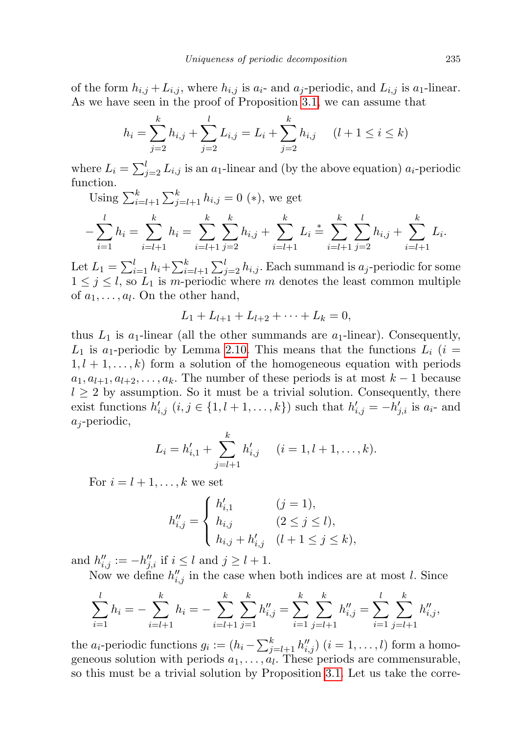of the form $h_{i,j} + L_{i,j}$, where $h_{i,j}$ is $a_i$- and $a_j$-periodic, and $L_{i,j}$ is $a_1$-linear. As we have seen in the proof of Proposition 3.1, we can assume that

$$h_i = \sum_{j=2}^{k} h_{i,j} + \sum_{j=2}^{l} L_{i,j} = L_i + \sum_{j=2}^{k} h_{i,j} \qquad (l+1 \le i \le k)$$

where $L_i = \sum_{j=2}^{l} L_{i,j}$ is an $a_1$-linear and (by the above equation) $a_i$-periodic function.

Using $\sum_{i=l+1}^{k} \sum_{j=l+1}^{k} h_{i,j} = 0$ $(*)$, we get

$$-\sum_{i=1}^{l} h_i = \sum_{i=l+1}^{k} h_i = \sum_{i=l+1}^{k} \sum_{j=2}^{k} h_{i,j} + \sum_{i=l+1}^{k} L_i \overset{*}{=} \sum_{i=l+1}^{k} \sum_{j=2}^{l} h_{i,j} + \sum_{i=l+1}^{k} L_i.$$

Let $L_1 = \sum_{i=1}^{l} h_i + \sum_{i=l+1}^{k} \sum_{j=2}^{l} h_{i,j}$. Each summand is $a_j$-periodic for some $1 \le j \le l$, so $L_1$ is $m$-periodic where $m$ denotes the least common multiple of $a_1, \dots, a_l$. On the other hand,

$$L_1 + L_{l+1} + L_{l+2} + \cdots + L_k = 0,$$

thus $L_1$ is $a_1$-linear (all the other summands are $a_1$-linear). Consequently, $L_1$ is $a_1$-periodic by Lemma 2.10. This means that the functions $L_i$ $(i = 1, l+1, \dots, k)$ form a solution of the homogeneous equation with periods $a_1, a_{l+1}, a_{l+2}, \dots, a_k$. The number of these periods is at most $k-1$ because $l \ge 2$ by assumption. So it must be a trivial solution. Consequently, there exist functions $h'_{i,j}$ $(i, j \in \{1, l+1, \dots, k\})$ such that $h'_{i,j} = -h'_{j,i}$ is $a_i$- and $a_j$-periodic,

$$L_i = h'_{i,1} + \sum_{j=l+1}^{k} h'_{i,j} \qquad (i = 1, l+1, \dots, k).$$

For $i = l+1, \dots, k$ we set

$$h''_{i,j} = \begin{cases} h'_{i,1} & (j = 1), \\ h_{i,j} & (2 \le j \le l), \\ h_{i,j} + h'_{i,j} & (l+1 \le j \le k), \end{cases}$$

and $h''_{i,j} := -h''_{j,i}$ if $i \le l$ and $j \ge l+1$.

Now we define $h''_{i,j}$ in the case when both indices are at most $l$. Since

$$\sum_{i=1}^{l} h_i = -\sum_{i=l+1}^{k} h_i = -\sum_{i=l+1}^{k} \sum_{j=1}^{k} h''_{i,j} = \sum_{i=1}^{k} \sum_{j=l+1}^{k} h''_{i,j} = \sum_{i=1}^{l} \sum_{j=l+1}^{k} h''_{i,j},$$

the $a_i$-periodic functions $g_i := (h_i - \sum_{j=l+1}^{k} h''_{i,j})$ $(i = 1, \dots, l)$ form a homogeneous solution with periods $a_1, \dots, a_l$. These periods are commensurable, so this must be a trivial solution by Proposition 3.1. Let us take the corre-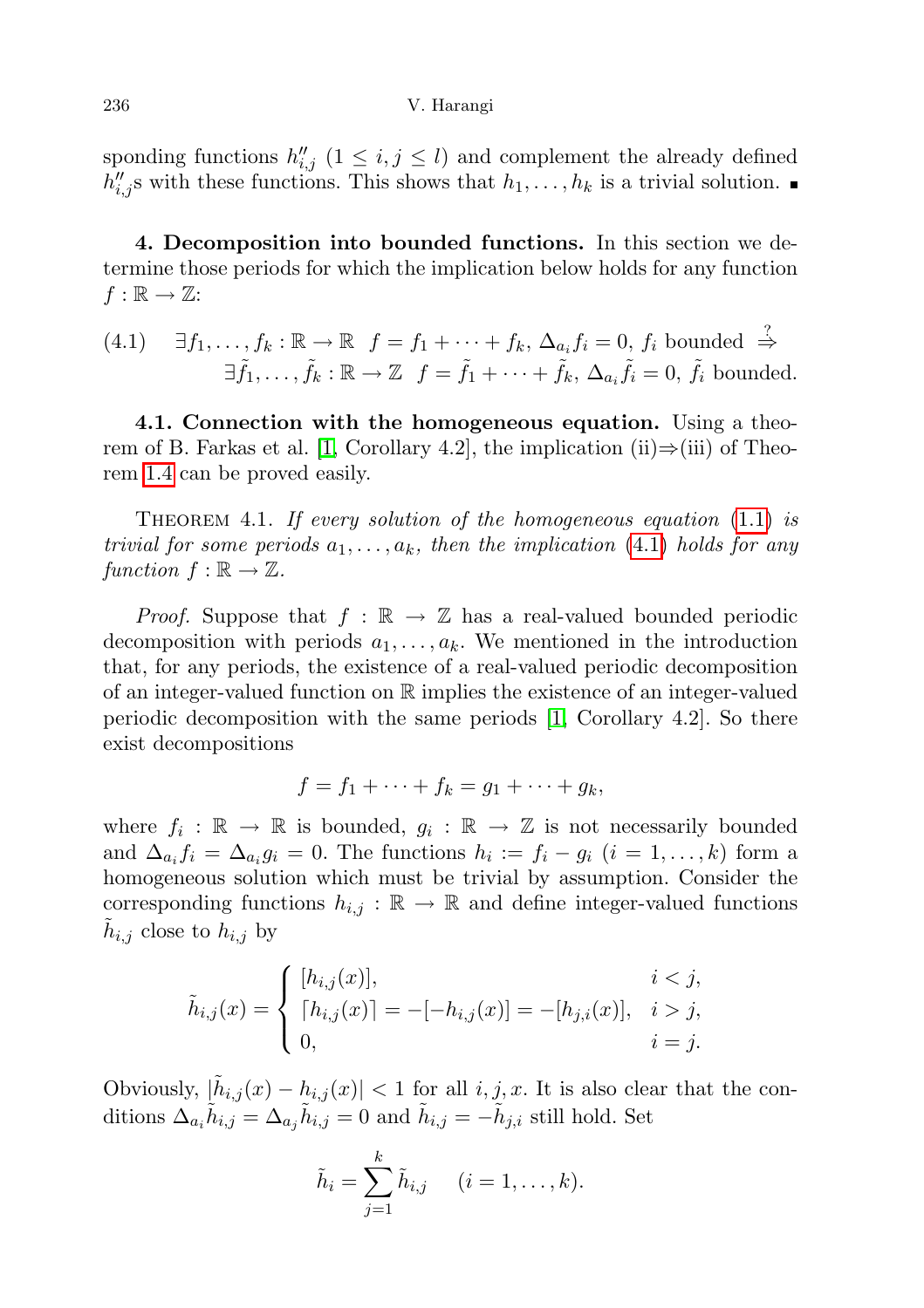sponding functions $h''_{i,j}$ $(1 \le i, j \le l)$ and complement the already defined $h''_{i,j}$s with these functions. This shows that $h_1, \dots, h_k$ is a trivial solution. ■

**4. Decomposition into bounded functions.** In this section we determine those periods for which the implication below holds for any function $f : \mathbb{R} \to \mathbb{Z}$:

$$
\begin{aligned}
(4.1) \quad & \exists f_1, \dots, f_k : \mathbb{R} \to \mathbb{R} \;\; f = f_1 + \dots + f_k,\; \Delta_{a_i} f_i = 0,\; f_i \text{ bounded} \overset{?}{\Rightarrow} \\
& \exists \tilde{f}_1, \dots, \tilde{f}_k : \mathbb{R} \to \mathbb{Z} \;\; f = \tilde{f}_1 + \dots + \tilde{f}_k,\; \Delta_{a_i} \tilde{f}_i = 0,\; \tilde{f}_i \text{ bounded.}
\end{aligned}
$$

**4.1. Connection with the homogeneous equation.** Using a theorem of B. Farkas et al. [1, Corollary 4.2], the implication (ii)⇒(iii) of Theorem 1.4 can be proved easily.

Theorem 4.1. *If every solution of the homogeneous equation* (1.1) *is trivial for some periods $a_1, \dots, a_k$, then the implication* (4.1) *holds for any function $f : \mathbb{R} \to \mathbb{Z}$.*

*Proof.* Suppose that $f : \mathbb{R} \to \mathbb{Z}$ has a real-valued bounded periodic decomposition with periods $a_1, \dots, a_k$. We mentioned in the introduction that, for any periods, the existence of a real-valued periodic decomposition of an integer-valued function on $\mathbb{R}$ implies the existence of an integer-valued periodic decomposition with the same periods [1, Corollary 4.2]. So there exist decompositions

$$
f = f_1 + \dots + f_k = g_1 + \dots + g_k,
$$

where $f_i : \mathbb{R} \to \mathbb{R}$ is bounded, $g_i : \mathbb{R} \to \mathbb{Z}$ is not necessarily bounded and $\Delta_{a_i} f_i = \Delta_{a_i} g_i = 0$. The functions $h_i := f_i - g_i$ $(i = 1, \dots, k)$ form a homogeneous solution which must be trivial by assumption. Consider the corresponding functions $h_{i,j} : \mathbb{R} \to \mathbb{R}$ and define integer-valued functions $\tilde{h}_{i,j}$ close to $h_{i,j}$ by

$$
\tilde{h}_{i,j}(x) = \begin{cases} [h_{i,j}(x)], & i < j, \\ \lceil h_{i,j}(x) \rceil = -[-h_{i,j}(x)] = -[h_{j,i}(x)], & i > j, \\ 0, & i = j. \end{cases}
$$

Obviously, $|\tilde{h}_{i,j}(x) - h_{i,j}(x)| < 1$ for all $i, j, x$. It is also clear that the conditions $\Delta_{a_i} \tilde{h}_{i,j} = \Delta_{a_j} \tilde{h}_{i,j} = 0$ and $\tilde{h}_{i,j} = -\tilde{h}_{j,i}$ still hold. Set

$$
\tilde{h}_i = \sum_{j=1}^{k} \tilde{h}_{i,j} \qquad (i = 1, \dots, k).
$$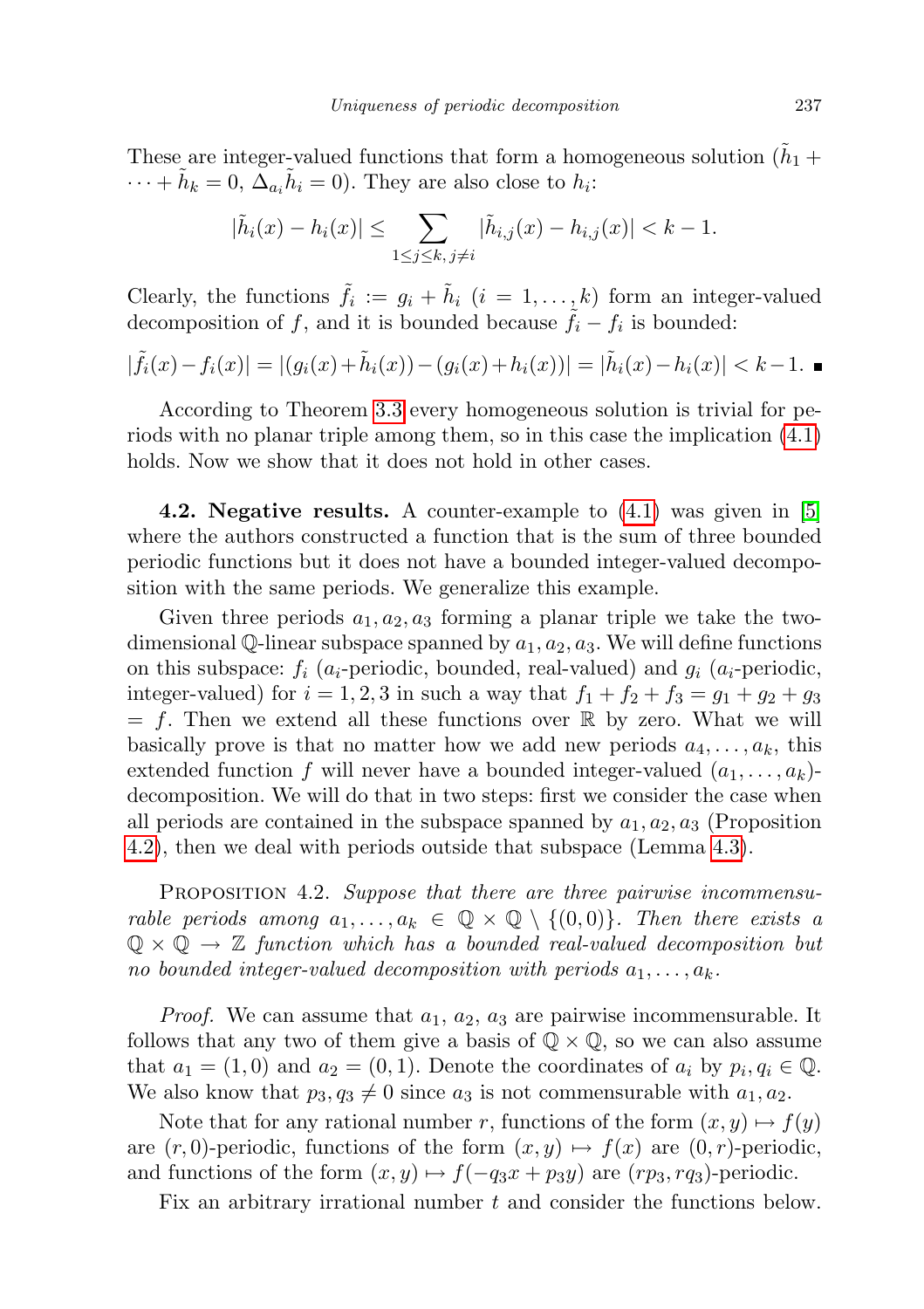These are integer-valued functions that form a homogeneous solution ($\tilde{h}_1 + \cdots + \tilde{h}_k = 0$, $\Delta_{a_i}\tilde{h}_i = 0$). They are also close to $h_i$:

$$|\tilde{h}_i(x) - h_i(x)| \leq \sum_{1\leq j\leq k,\, j\neq i} |\tilde{h}_{i,j}(x) - h_{i,j}(x)| < k-1.$$

Clearly, the functions $\tilde{f}_i := g_i + \tilde{h}_i$ ($i = 1,\ldots,k$) form an integer-valued decomposition of $f$, and it is bounded because $\tilde{f}_i - f_i$ is bounded:

$$|\tilde{f}_i(x) - f_i(x)| = |(g_i(x) + \tilde{h}_i(x)) - (g_i(x) + h_i(x))| = |\tilde{h}_i(x) - h_i(x)| < k-1. \ \blacksquare$$

According to Theorem 3.3 every homogeneous solution is trivial for periods with no planar triple among them, so in this case the implication (4.1) holds. Now we show that it does not hold in other cases.

**4.2. Negative results.** A counter-example to (4.1) was given in [5] where the authors constructed a function that is the sum of three bounded periodic functions but it does not have a bounded integer-valued decomposition with the same periods. We generalize this example.

Given three periods $a_1, a_2, a_3$ forming a planar triple we take the two-dimensional $\mathbb{Q}$-linear subspace spanned by $a_1, a_2, a_3$. We will define functions on this subspace: $f_i$ ($a_i$-periodic, bounded, real-valued) and $g_i$ ($a_i$-periodic, integer-valued) for $i = 1, 2, 3$ in such a way that $f_1 + f_2 + f_3 = g_1 + g_2 + g_3 = f$. Then we extend all these functions over $\mathbb{R}$ by zero. What we will basically prove is that no matter how we add new periods $a_4, \ldots, a_k$, this extended function $f$ will never have a bounded integer-valued $(a_1, \ldots, a_k)$-decomposition. We will do that in two steps: first we consider the case when all periods are contained in the subspace spanned by $a_1, a_2, a_3$ (Proposition 4.2), then we deal with periods outside that subspace (Lemma 4.3).

Proposition 4.2. *Suppose that there are three pairwise incommensurable periods among $a_1, \ldots, a_k \in \mathbb{Q} \times \mathbb{Q} \setminus \{(0,0)\}$. Then there exists a $\mathbb{Q} \times \mathbb{Q} \to \mathbb{Z}$ function which has a bounded real-valued decomposition but no bounded integer-valued decomposition with periods $a_1, \ldots, a_k$.*

*Proof.* We can assume that $a_1$, $a_2$, $a_3$ are pairwise incommensurable. It follows that any two of them give a basis of $\mathbb{Q} \times \mathbb{Q}$, so we can also assume that $a_1 = (1,0)$ and $a_2 = (0,1)$. Denote the coordinates of $a_i$ by $p_i, q_i \in \mathbb{Q}$. We also know that $p_3, q_3 \neq 0$ since $a_3$ is not commensurable with $a_1, a_2$.

Note that for any rational number $r$, functions of the form $(x, y) \mapsto f(y)$ are $(r, 0)$-periodic, functions of the form $(x, y) \mapsto f(x)$ are $(0, r)$-periodic, and functions of the form $(x, y) \mapsto f(-q_3 x + p_3 y)$ are $(rp_3, rq_3)$-periodic.

Fix an arbitrary irrational number $t$ and consider the functions below.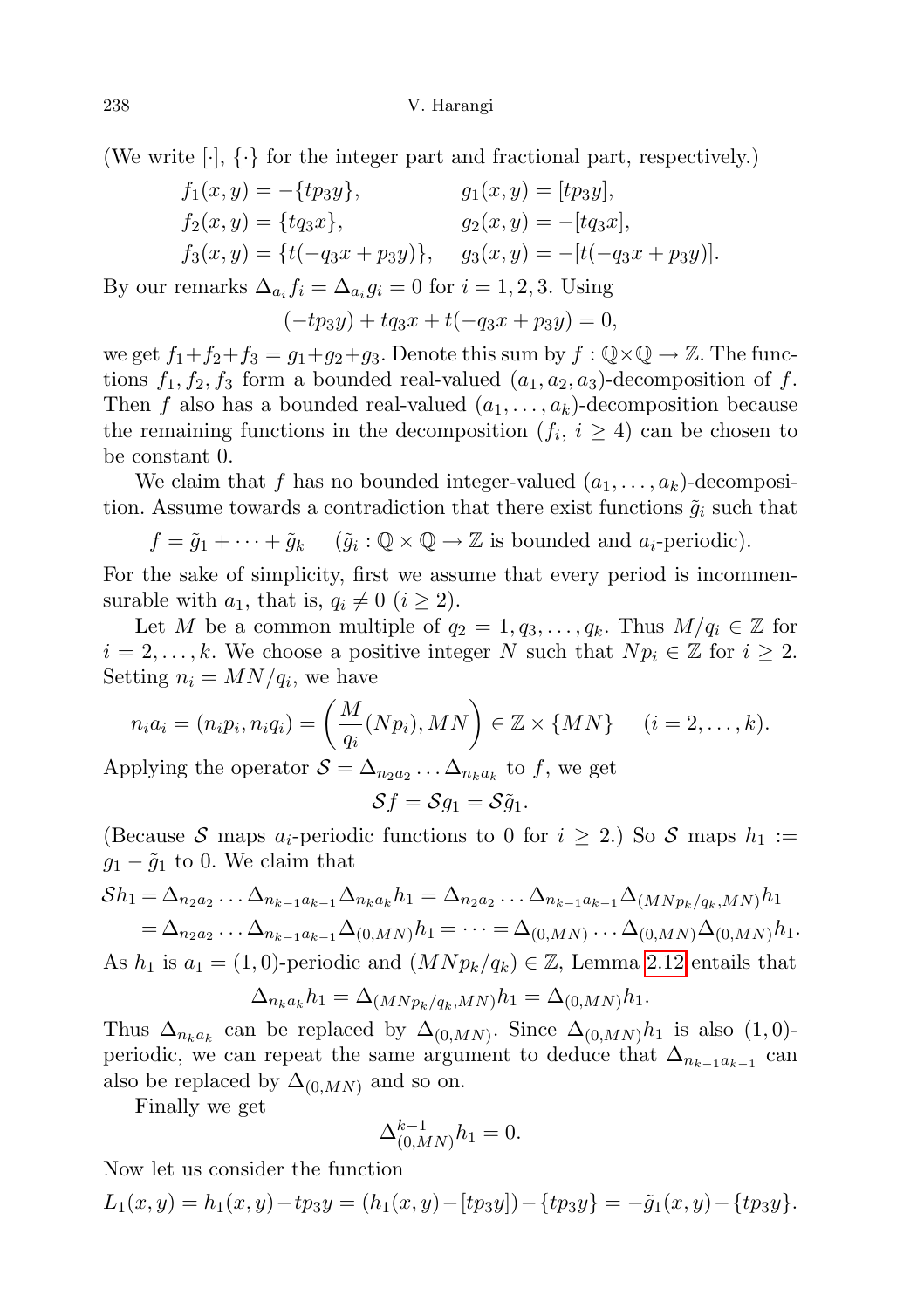(We write $[\cdot]$, $\{\cdot\}$ for the integer part and fractional part, respectively.)

$$
\begin{aligned}
f_1(x,y) &= -\{tp_3 y\}, & g_1(x,y) &= [tp_3 y],\\
f_2(x,y) &= \{tq_3 x\}, & g_2(x,y) &= -[tq_3 x],\\
f_3(x,y) &= \{t(-q_3 x + p_3 y)\}, & g_3(x,y) &= -[t(-q_3 x + p_3 y)].
\end{aligned}
$$

By our remarks $\Delta_{a_i} f_i = \Delta_{a_i} g_i = 0$ for $i = 1, 2, 3$. Using

$$
(-tp_3 y) + tq_3 x + t(-q_3 x + p_3 y) = 0,
$$

we get $f_1 + f_2 + f_3 = g_1 + g_2 + g_3$. Denote this sum by $f : \mathbb{Q} \times \mathbb{Q} \to \mathbb{Z}$. The functions $f_1, f_2, f_3$ form a bounded real-valued $(a_1, a_2, a_3)$-decomposition of $f$. Then $f$ also has a bounded real-valued $(a_1, \dots, a_k)$-decomposition because the remaining functions in the decomposition ($f_i$, $i \geq 4$) can be chosen to be constant 0.

We claim that $f$ has no bounded integer-valued $(a_1, \dots, a_k)$-decomposition. Assume towards a contradiction that there exist functions $\tilde{g}_i$ such that

$$
f = \tilde{g}_1 + \dots + \tilde{g}_k \quad (\tilde{g}_i : \mathbb{Q} \times \mathbb{Q} \to \mathbb{Z} \text{ is bounded and } a_i\text{-periodic}).
$$

For the sake of simplicity, first we assume that every period is incommensurable with $a_1$, that is, $q_i \neq 0$ ($i \geq 2$).

Let $M$ be a common multiple of $q_2 = 1, q_3, \dots, q_k$. Thus $M/q_i \in \mathbb{Z}$ for $i = 2, \dots, k$. We choose a positive integer $N$ such that $Np_i \in \mathbb{Z}$ for $i \geq 2$. Setting $n_i = MN/q_i$, we have

$$
n_i a_i = (n_i p_i, n_i q_i) = \left( \frac{M}{q_i}(Np_i), MN \right) \in \mathbb{Z} \times \{MN\} \quad (i = 2, \dots, k).
$$

Applying the operator $\mathcal{S} = \Delta_{n_2 a_2} \dots \Delta_{n_k a_k}$ to $f$, we get

$$
\mathcal{S} f = \mathcal{S} g_1 = \mathcal{S} \tilde{g}_1.
$$

(Because $\mathcal{S}$ maps $a_i$-periodic functions to 0 for $i \geq 2$.) So $\mathcal{S}$ maps $h_1 := g_1 - \tilde{g}_1$ to 0. We claim that

$$
\begin{aligned}
\mathcal{S} h_1 &= \Delta_{n_2 a_2} \dots \Delta_{n_{k-1} a_{k-1}} \Delta_{n_k a_k} h_1 = \Delta_{n_2 a_2} \dots \Delta_{n_{k-1} a_{k-1}} \Delta_{(MNp_k/q_k, MN)} h_1\\
&= \Delta_{n_2 a_2} \dots \Delta_{n_{k-1} a_{k-1}} \Delta_{(0, MN)} h_1 = \dots = \Delta_{(0,MN)} \dots \Delta_{(0,MN)} \Delta_{(0,MN)} h_1.
\end{aligned}
$$

As $h_1$ is $a_1 = (1, 0)$-periodic and $(MNp_k/q_k) \in \mathbb{Z}$, Lemma 2.12 entails that

$$
\Delta_{n_k a_k} h_1 = \Delta_{(MNp_k/q_k, MN)} h_1 = \Delta_{(0,MN)} h_1.
$$

Thus $\Delta_{n_k a_k}$ can be replaced by $\Delta_{(0,MN)}$. Since $\Delta_{(0,MN)} h_1$ is also $(1,0)$-periodic, we can repeat the same argument to deduce that $\Delta_{n_{k-1} a_{k-1}}$ can also be replaced by $\Delta_{(0,MN)}$ and so on.

Finally we get

$$
\Delta_{(0,MN)}^{k-1} h_1 = 0.
$$

Now let us consider the function

$$
L_1(x,y) = h_1(x,y) - tp_3 y = (h_1(x,y) - [tp_3 y]) - \{tp_3 y\} = -\tilde{g}_1(x,y) - \{tp_3 y\}.
$$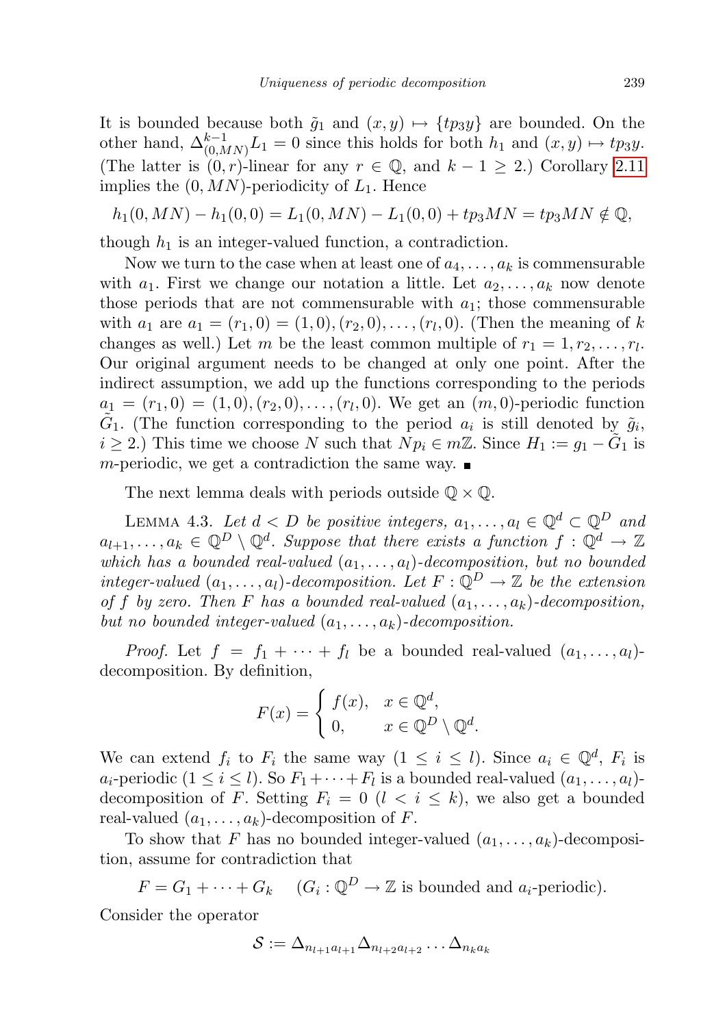It is bounded because both $\tilde{g}_1$ and $(x, y) \mapsto \{tp_3 y\}$ are bounded. On the other hand, $\Delta^{k-1}_{(0,MN)} L_1 = 0$ since this holds for both $h_1$ and $(x, y) \mapsto tp_3 y$. (The latter is $(0, r)$-linear for any $r \in \mathbb{Q}$, and $k - 1 \geq 2$.) Corollary 2.11 implies the $(0, MN)$-periodicity of $L_1$. Hence

$$h_1(0, MN) - h_1(0, 0) = L_1(0, MN) - L_1(0, 0) + tp_3 MN = tp_3 MN \notin \mathbb{Q},$$

though $h_1$ is an integer-valued function, a contradiction.

Now we turn to the case when at least one of $a_4, \dots, a_k$ is commensurable with $a_1$. First we change our notation a little. Let $a_2, \dots, a_k$ now denote those periods that are not commensurable with $a_1$; those commensurable with $a_1$ are $a_1 = (r_1, 0) = (1, 0), (r_2, 0), \dots, (r_l, 0)$. (Then the meaning of $k$ changes as well.) Let $m$ be the least common multiple of $r_1 = 1, r_2, \dots, r_l$. Our original argument needs to be changed at only one point. After the indirect assumption, we add up the functions corresponding to the periods $a_1 = (r_1, 0) = (1, 0), (r_2, 0), \dots, (r_l, 0)$. We get an $(m, 0)$-periodic function $\tilde{G}_1$. (The function corresponding to the period $a_i$ is still denoted by $\tilde{g}_i$, $i \geq 2$.) This time we choose $N$ such that $Np_i \in m\mathbb{Z}$. Since $H_1 := g_1 - \tilde{G}_1$ is $m$-periodic, we get a contradiction the same way. ∎

The next lemma deals with periods outside $\mathbb{Q} \times \mathbb{Q}$.

Lemma 4.3. *Let $d < D$ be positive integers, $a_1, \dots, a_l \in \mathbb{Q}^d \subset \mathbb{Q}^D$ and $a_{l+1}, \dots, a_k \in \mathbb{Q}^D \setminus \mathbb{Q}^d$. Suppose that there exists a function $f : \mathbb{Q}^d \to \mathbb{Z}$ which has a bounded real-valued $(a_1, \dots, a_l)$-decomposition, but no bounded integer-valued $(a_1, \dots, a_l)$-decomposition. Let $F : \mathbb{Q}^D \to \mathbb{Z}$ be the extension of $f$ by zero. Then $F$ has a bounded real-valued $(a_1, \dots, a_k)$-decomposition, but no bounded integer-valued $(a_1, \dots, a_k)$-decomposition.*

*Proof.* Let $f = f_1 + \dots + f_l$ be a bounded real-valued $(a_1, \dots, a_l)$-decomposition. By definition,

$$F(x) = \begin{cases} f(x), & x \in \mathbb{Q}^d, \\ 0, & x \in \mathbb{Q}^D \setminus \mathbb{Q}^d. \end{cases}$$

We can extend $f_i$ to $F_i$ the same way ($1 \leq i \leq l$). Since $a_i \in \mathbb{Q}^d$, $F_i$ is $a_i$-periodic ($1 \leq i \leq l$). So $F_1 + \dots + F_l$ is a bounded real-valued $(a_1, \dots, a_l)$-decomposition of $F$. Setting $F_i = 0$ ($l < i \leq k$), we also get a bounded real-valued $(a_1, \dots, a_k)$-decomposition of $F$.

To show that $F$ has no bounded integer-valued $(a_1, \dots, a_k)$-decomposition, assume for contradiction that

$$F = G_1 + \dots + G_k \quad (G_i : \mathbb{Q}^D \to \mathbb{Z} \text{ is bounded and } a_i\text{-periodic}).$$

Consider the operator

$$\mathcal{S} := \Delta_{n_{l+1} a_{l+1}} \Delta_{n_{l+2} a_{l+2}} \dots \Delta_{n_k a_k}$$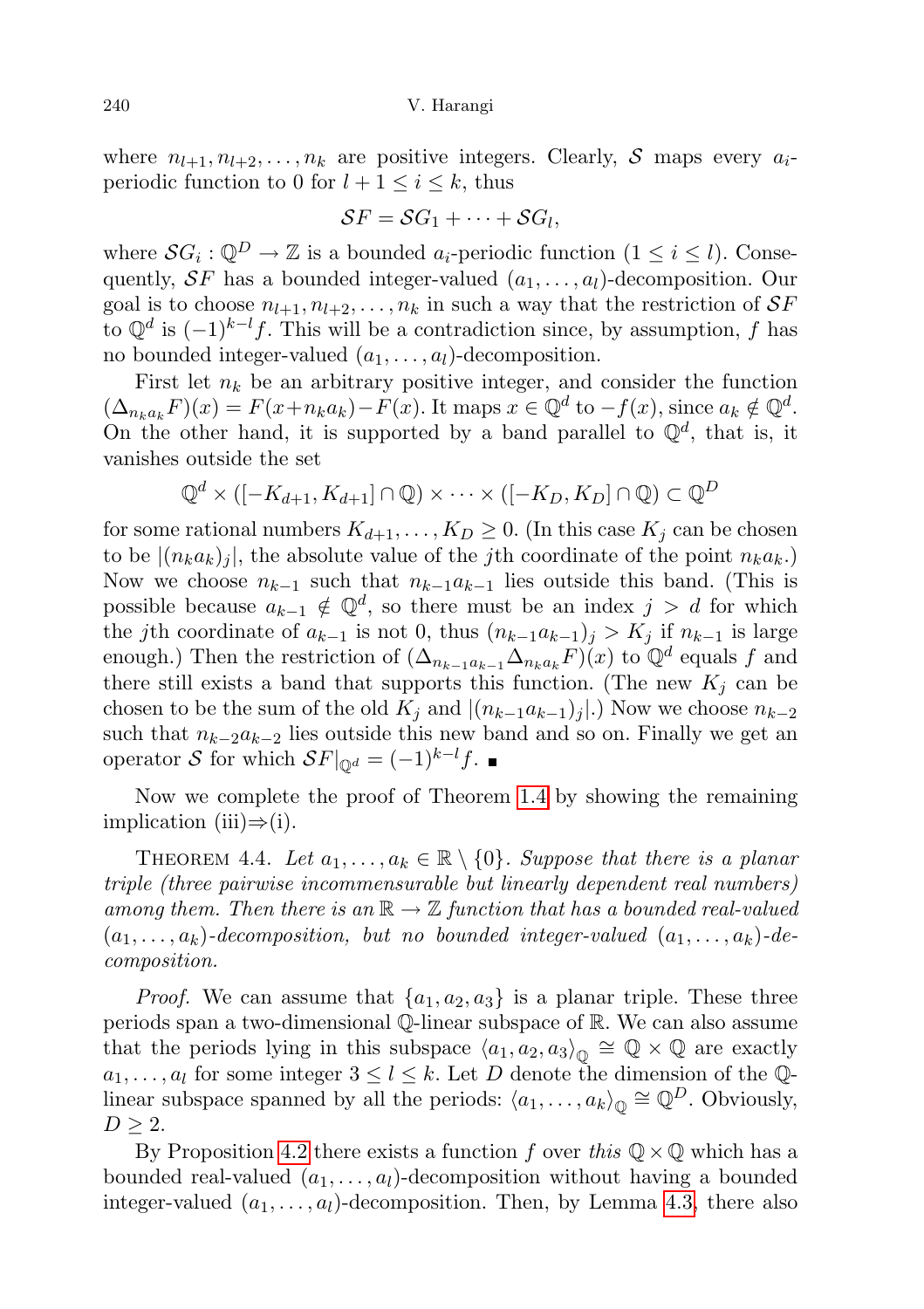where $n_{l+1}, n_{l+2}, \dots, n_k$ are positive integers. Clearly, $\mathcal{S}$ maps every $a_i$-periodic function to 0 for $l+1 \le i \le k$, thus

$$\mathcal{S}F = \mathcal{S}G_1 + \cdots + \mathcal{S}G_l,$$

where $\mathcal{S}G_i : \mathbb{Q}^D \to \mathbb{Z}$ is a bounded $a_i$-periodic function ($1 \le i \le l$). Consequently, $\mathcal{S}F$ has a bounded integer-valued $(a_1, \dots, a_l)$-decomposition. Our goal is to choose $n_{l+1}, n_{l+2}, \dots, n_k$ in such a way that the restriction of $\mathcal{S}F$ to $\mathbb{Q}^d$ is $(-1)^{k-l} f$. This will be a contradiction since, by assumption, $f$ has no bounded integer-valued $(a_1, \dots, a_l)$-decomposition.

First let $n_k$ be an arbitrary positive integer, and consider the function $(\Delta_{n_k a_k} F)(x) = F(x + n_k a_k) - F(x)$. It maps $x \in \mathbb{Q}^d$ to $-f(x)$, since $a_k \notin \mathbb{Q}^d$. On the other hand, it is supported by a band parallel to $\mathbb{Q}^d$, that is, it vanishes outside the set

$$\mathbb{Q}^d \times ([-K_{d+1}, K_{d+1}] \cap \mathbb{Q}) \times \cdots \times ([-K_D, K_D] \cap \mathbb{Q}) \subset \mathbb{Q}^D$$

for some rational numbers $K_{d+1}, \dots, K_D \ge 0$. (In this case $K_j$ can be chosen to be $|(n_k a_k)_j|$, the absolute value of the $j$th coordinate of the point $n_k a_k$.) Now we choose $n_{k-1}$ such that $n_{k-1} a_{k-1}$ lies outside this band. (This is possible because $a_{k-1} \notin \mathbb{Q}^d$, so there must be an index $j > d$ for which the $j$th coordinate of $a_{k-1}$ is not 0, thus $(n_{k-1} a_{k-1})_j > K_j$ if $n_{k-1}$ is large enough.) Then the restriction of $(\Delta_{n_{k-1} a_{k-1}} \Delta_{n_k a_k} F)(x)$ to $\mathbb{Q}^d$ equals $f$ and there still exists a band that supports this function. (The new $K_j$ can be chosen to be the sum of the old $K_j$ and $|(n_{k-1} a_{k-1})_j|$.) Now we choose $n_{k-2}$ such that $n_{k-2} a_{k-2}$ lies outside this new band and so on. Finally we get an operator $\mathcal{S}$ for which $\mathcal{S}F|_{\mathbb{Q}^d} = (-1)^{k-l} f$. ∎

Now we complete the proof of Theorem 1.4 by showing the remaining implication (iii)⇒(i).

THEOREM 4.4. *Let $a_1, \dots, a_k \in \mathbb{R} \setminus \{0\}$. Suppose that there is a planar triple (three pairwise incommensurable but linearly dependent real numbers) among them. Then there is an $\mathbb{R} \to \mathbb{Z}$ function that has a bounded real-valued $(a_1, \dots, a_k)$-decomposition, but no bounded integer-valued $(a_1, \dots, a_k)$-decomposition.*

*Proof.* We can assume that $\{a_1, a_2, a_3\}$ is a planar triple. These three periods span a two-dimensional $\mathbb{Q}$-linear subspace of $\mathbb{R}$. We can also assume that the periods lying in this subspace $\langle a_1, a_2, a_3 \rangle_{\mathbb{Q}} \cong \mathbb{Q} \times \mathbb{Q}$ are exactly $a_1, \dots, a_l$ for some integer $3 \le l \le k$. Let $D$ denote the dimension of the $\mathbb{Q}$-linear subspace spanned by all the periods: $\langle a_1, \dots, a_k \rangle_{\mathbb{Q}} \cong \mathbb{Q}^D$. Obviously, $D \ge 2$.

By Proposition 4.2 there exists a function $f$ over *this* $\mathbb{Q} \times \mathbb{Q}$ which has a bounded real-valued $(a_1, \dots, a_l)$-decomposition without having a bounded integer-valued $(a_1, \dots, a_l)$-decomposition. Then, by Lemma 4.3, there also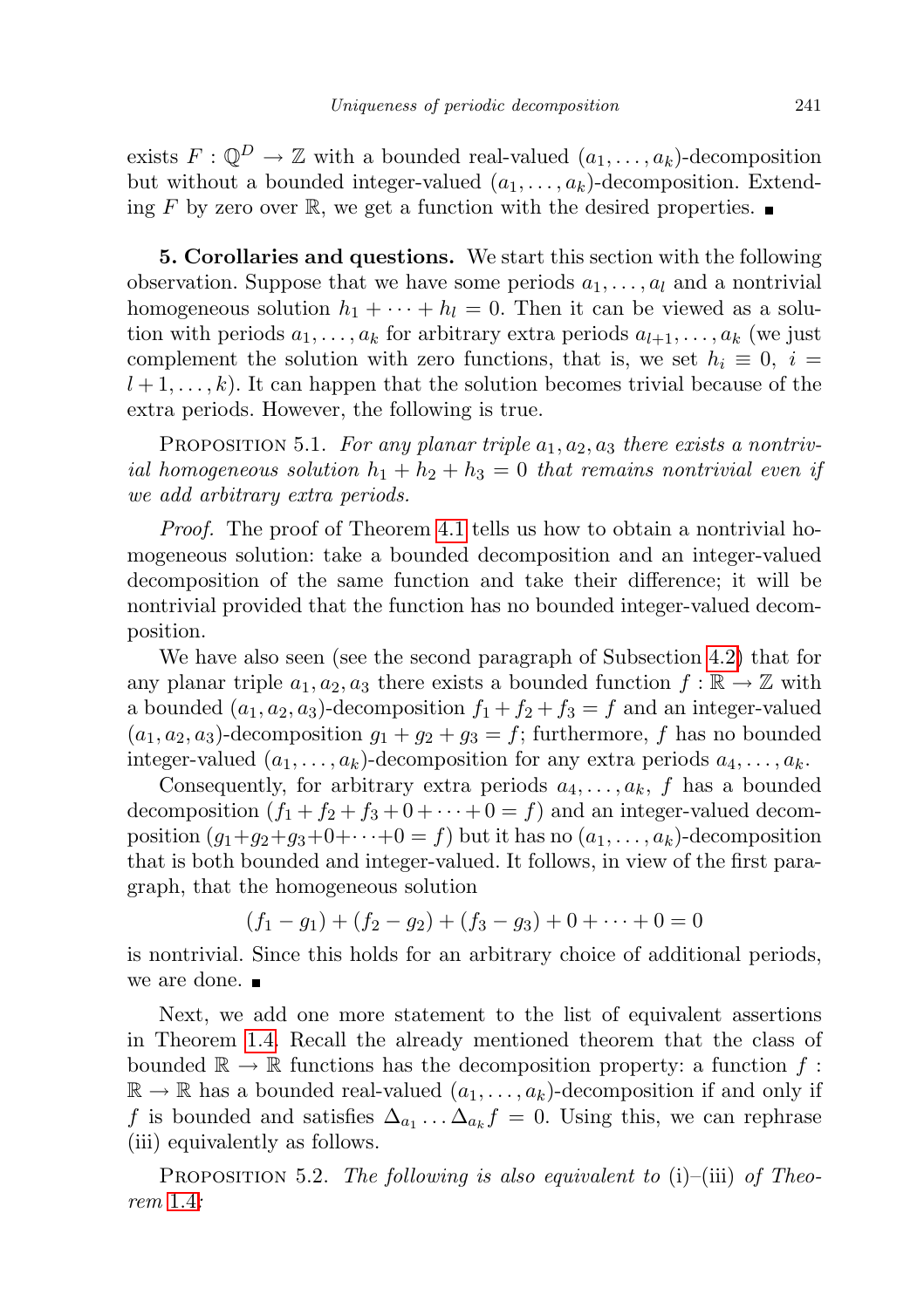exists $F : \mathbb{Q}^D \to \mathbb{Z}$ with a bounded real-valued $(a_1, \ldots, a_k)$-decomposition but without a bounded integer-valued $(a_1, \ldots, a_k)$-decomposition. Extending $F$ by zero over $\mathbb{R}$, we get a function with the desired properties. ∎

**5. Corollaries and questions.** We start this section with the following observation. Suppose that we have some periods $a_1, \ldots, a_l$ and a nontrivial homogeneous solution $h_1 + \cdots + h_l = 0$. Then it can be viewed as a solution with periods $a_1, \ldots, a_k$ for arbitrary extra periods $a_{l+1}, \ldots, a_k$ (we just complement the solution with zero functions, that is, we set $h_i \equiv 0$, $i = l+1, \ldots, k$). It can happen that the solution becomes trivial because of the extra periods. However, the following is true.

Proposition 5.1. *For any planar triple $a_1, a_2, a_3$ there exists a nontrivial homogeneous solution $h_1 + h_2 + h_3 = 0$ that remains nontrivial even if we add arbitrary extra periods.*

*Proof.* The proof of Theorem 4.1 tells us how to obtain a nontrivial homogeneous solution: take a bounded decomposition and an integer-valued decomposition of the same function and take their difference; it will be nontrivial provided that the function has no bounded integer-valued decomposition.

We have also seen (see the second paragraph of Subsection 4.2) that for any planar triple $a_1, a_2, a_3$ there exists a bounded function $f : \mathbb{R} \to \mathbb{Z}$ with a bounded $(a_1, a_2, a_3)$-decomposition $f_1 + f_2 + f_3 = f$ and an integer-valued $(a_1, a_2, a_3)$-decomposition $g_1 + g_2 + g_3 = f$; furthermore, $f$ has no bounded integer-valued $(a_1, \ldots, a_k)$-decomposition for any extra periods $a_4, \ldots, a_k$.

Consequently, for arbitrary extra periods $a_4, \ldots, a_k$, $f$ has a bounded decomposition $(f_1 + f_2 + f_3 + 0 + \cdots + 0 = f)$ and an integer-valued decomposition $(g_1 + g_2 + g_3 + 0 + \cdots + 0 = f)$ but it has no $(a_1, \ldots, a_k)$-decomposition that is both bounded and integer-valued. It follows, in view of the first paragraph, that the homogeneous solution

$$(f_1 - g_1) + (f_2 - g_2) + (f_3 - g_3) + 0 + \cdots + 0 = 0$$

is nontrivial. Since this holds for an arbitrary choice of additional periods, we are done. ∎

Next, we add one more statement to the list of equivalent assertions in Theorem 1.4. Recall the already mentioned theorem that the class of bounded $\mathbb{R} \to \mathbb{R}$ functions has the decomposition property: a function $f : \mathbb{R} \to \mathbb{R}$ has a bounded real-valued $(a_1, \ldots, a_k)$-decomposition if and only if $f$ is bounded and satisfies $\Delta_{a_1} \ldots \Delta_{a_k} f = 0$. Using this, we can rephrase (iii) equivalently as follows.

Proposition 5.2. *The following is also equivalent to* (i)–(iii) *of Theorem 1.4:*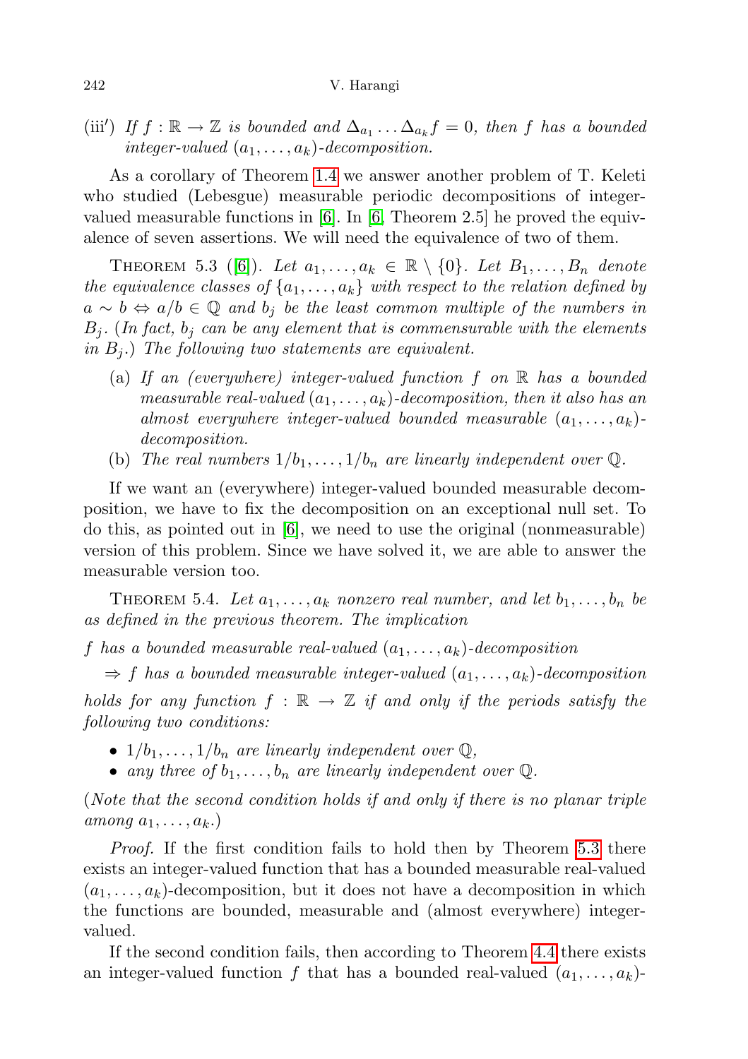(iii′) *If $f : \mathbb{R} \to \mathbb{Z}$ is bounded and $\Delta_{a_1} \dots \Delta_{a_k} f = 0$, then $f$ has a bounded integer-valued $(a_1, \dots, a_k)$-decomposition.*

As a corollary of Theorem 1.4 we answer another problem of T. Keleti who studied (Lebesgue) measurable periodic decompositions of integer-valued measurable functions in [6]. In [6, Theorem 2.5] he proved the equivalence of seven assertions. We will need the equivalence of two of them.

Theorem 5.3 ([6]). *Let $a_1, \dots, a_k \in \mathbb{R} \setminus \{0\}$. Let $B_1, \dots, B_n$ denote the equivalence classes of $\{a_1, \dots, a_k\}$ with respect to the relation defined by $a \sim b \Leftrightarrow a/b \in \mathbb{Q}$ and $b_j$ be the least common multiple of the numbers in $B_j$. (In fact, $b_j$ can be any element that is commensurable with the elements in $B_j$.) The following two statements are equivalent.*

- (a) *If an (everywhere) integer-valued function $f$ on $\mathbb{R}$ has a bounded measurable real-valued $(a_1, \dots, a_k)$-decomposition, then it also has an almost everywhere integer-valued bounded measurable $(a_1, \dots, a_k)$-decomposition.*
- (b) *The real numbers $1/b_1, \dots, 1/b_n$ are linearly independent over $\mathbb{Q}$.*

If we want an (everywhere) integer-valued bounded measurable decomposition, we have to fix the decomposition on an exceptional null set. To do this, as pointed out in [6], we need to use the original (nonmeasurable) version of this problem. Since we have solved it, we are able to answer the measurable version too.

Theorem 5.4. *Let $a_1, \dots, a_k$ nonzero real number, and let $b_1, \dots, b_n$ be as defined in the previous theorem. The implication*

*$f$ has a bounded measurable real-valued $(a_1, \dots, a_k)$-decomposition*

*$\Rightarrow$ $f$ has a bounded measurable integer-valued $(a_1, \dots, a_k)$-decomposition*

*holds for any function $f : \mathbb{R} \to \mathbb{Z}$ if and only if the periods satisfy the following two conditions:*

- *$1/b_1, \dots, 1/b_n$ are linearly independent over $\mathbb{Q}$,*
- *any three of $b_1, \dots, b_n$ are linearly independent over $\mathbb{Q}$.*

*(Note that the second condition holds if and only if there is no planar triple among $a_1, \dots, a_k$.)*

*Proof.* If the first condition fails to hold then by Theorem 5.3 there exists an integer-valued function that has a bounded measurable real-valued $(a_1, \dots, a_k)$-decomposition, but it does not have a decomposition in which the functions are bounded, measurable and (almost everywhere) integer-valued.

If the second condition fails, then according to Theorem 4.4 there exists an integer-valued function $f$ that has a bounded real-valued $(a_1, \dots, a_k)$-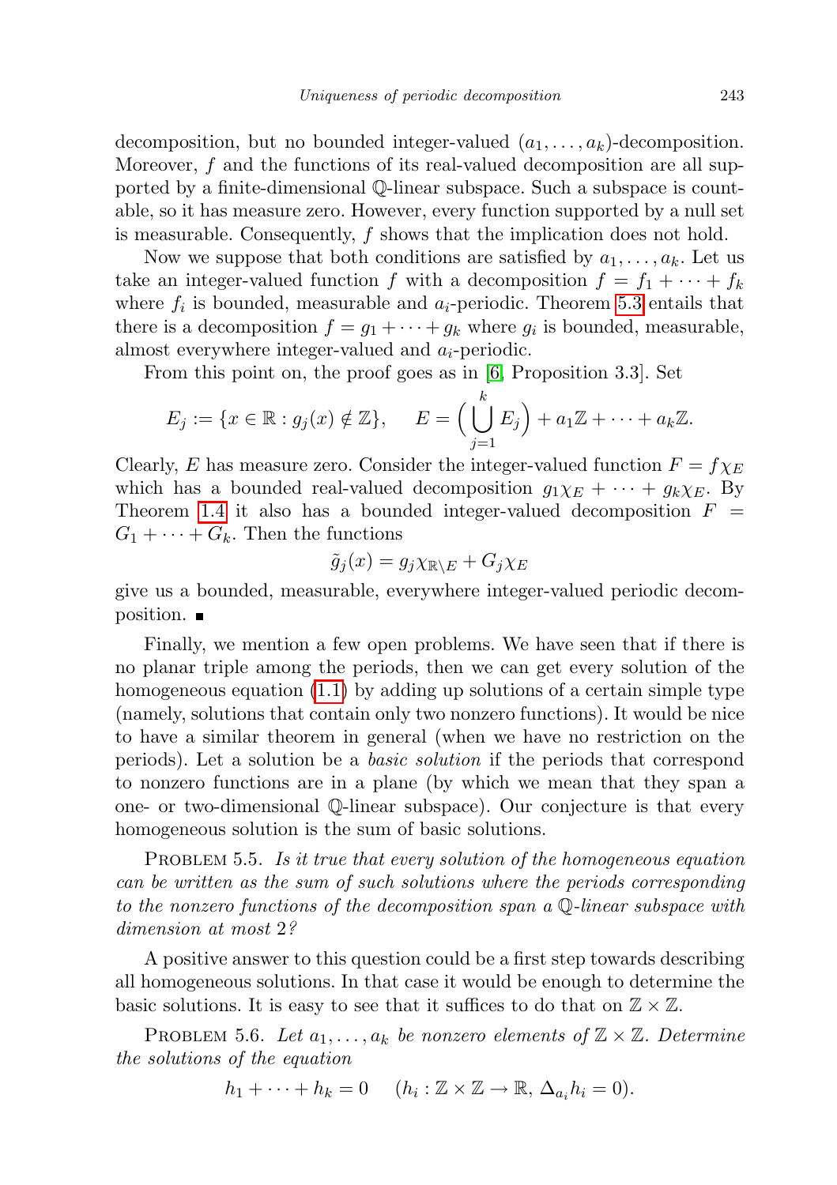decomposition, but no bounded integer-valued $(a_1, \dots, a_k)$-decomposition. Moreover, $f$ and the functions of its real-valued decomposition are all supported by a finite-dimensional $\mathbb{Q}$-linear subspace. Such a subspace is countable, so it has measure zero. However, every function supported by a null set is measurable. Consequently, $f$ shows that the implication does not hold.

Now we suppose that both conditions are satisfied by $a_1, \dots, a_k$. Let us take an integer-valued function $f$ with a decomposition $f = f_1 + \dots + f_k$ where $f_i$ is bounded, measurable and $a_i$-periodic. Theorem 5.3 entails that there is a decomposition $f = g_1 + \dots + g_k$ where $g_i$ is bounded, measurable, almost everywhere integer-valued and $a_i$-periodic.

From this point on, the proof goes as in [6, Proposition 3.3]. Set

$$E_j := \{x \in \mathbb{R} : g_j(x) \notin \mathbb{Z}\}, \quad E = \Big( \bigcup_{j=1}^{k} E_j \Big) + a_1\mathbb{Z} + \dots + a_k\mathbb{Z}.$$

Clearly, $E$ has measure zero. Consider the integer-valued function $F = f\chi_E$ which has a bounded real-valued decomposition $g_1\chi_E + \dots + g_k\chi_E$. By Theorem 1.4 it also has a bounded integer-valued decomposition $F = G_1 + \dots + G_k$. Then the functions

$$\tilde{g}_j(x) = g_j\chi_{\mathbb{R}\setminus E} + G_j\chi_E$$

give us a bounded, measurable, everywhere integer-valued periodic decomposition. ■

Finally, we mention a few open problems. We have seen that if there is no planar triple among the periods, then we can get every solution of the homogeneous equation (1.1) by adding up solutions of a certain simple type (namely, solutions that contain only two nonzero functions). It would be nice to have a similar theorem in general (when we have no restriction on the periods). Let a solution be a *basic solution* if the periods that correspond to nonzero functions are in a plane (by which we mean that they span a one- or two-dimensional $\mathbb{Q}$-linear subspace). Our conjecture is that every homogeneous solution is the sum of basic solutions.

PROBLEM 5.5. *Is it true that every solution of the homogeneous equation can be written as the sum of such solutions where the periods corresponding to the nonzero functions of the decomposition span a $\mathbb{Q}$-linear subspace with dimension at most 2?*

A positive answer to this question could be a first step towards describing all homogeneous solutions. In that case it would be enough to determine the basic solutions. It is easy to see that it suffices to do that on $\mathbb{Z} \times \mathbb{Z}$.

PROBLEM 5.6. *Let $a_1, \dots, a_k$ be nonzero elements of $\mathbb{Z} \times \mathbb{Z}$. Determine the solutions of the equation*

$$h_1 + \dots + h_k = 0 \quad (h_i : \mathbb{Z} \times \mathbb{Z} \to \mathbb{R},\ \Delta_{a_i} h_i = 0).$$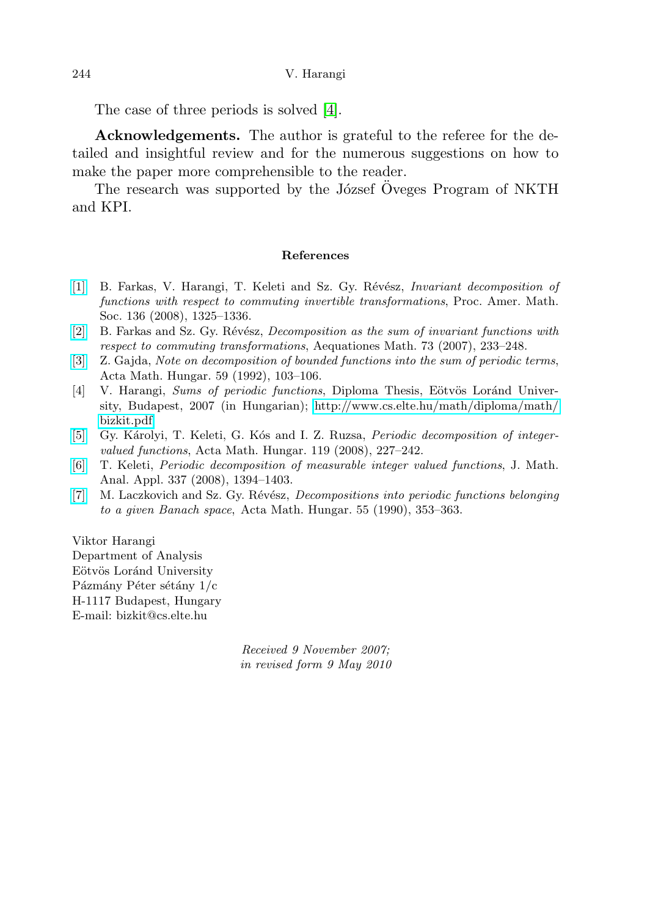The case of three periods is solved [4].

**Acknowledgements.** The author is grateful to the referee for the detailed and insightful review and for the numerous suggestions on how to make the paper more comprehensible to the reader.

The research was supported by the József Öveges Program of NKTH and KPI.

## References

[1] B. Farkas, V. Harangi, T. Keleti and Sz. Gy. Révész, *Invariant decomposition of functions with respect to commuting invertible transformations*, Proc. Amer. Math. Soc. 136 (2008), 1325–1336.

[2] B. Farkas and Sz. Gy. Révész, *Decomposition as the sum of invariant functions with respect to commuting transformations*, Aequationes Math. 73 (2007), 233–248.

[3] Z. Gajda, *Note on decomposition of bounded functions into the sum of periodic terms*, Acta Math. Hungar. 59 (1992), 103–106.

[4] V. Harangi, *Sums of periodic functions*, Diploma Thesis, Eötvös Loránd University, Budapest, 2007 (in Hungarian); http://www.cs.elte.hu/math/diploma/math/bizkit.pdf

[5] Gy. Károlyi, T. Keleti, G. Kós and I. Z. Ruzsa, *Periodic decomposition of integer-valued functions*, Acta Math. Hungar. 119 (2008), 227–242.

[6] T. Keleti, *Periodic decomposition of measurable integer valued functions*, J. Math. Anal. Appl. 337 (2008), 1394–1403.

[7] M. Laczkovich and Sz. Gy. Révész, *Decompositions into periodic functions belonging to a given Banach space*, Acta Math. Hungar. 55 (1990), 353–363.

Viktor Harangi
Department of Analysis
Eötvös Loránd University
Pázmány Péter sétány 1/c
H-1117 Budapest, Hungary
E-mail: bizkit@cs.elte.hu

*Received 9 November 2007;*
*in revised form 9 May 2010*